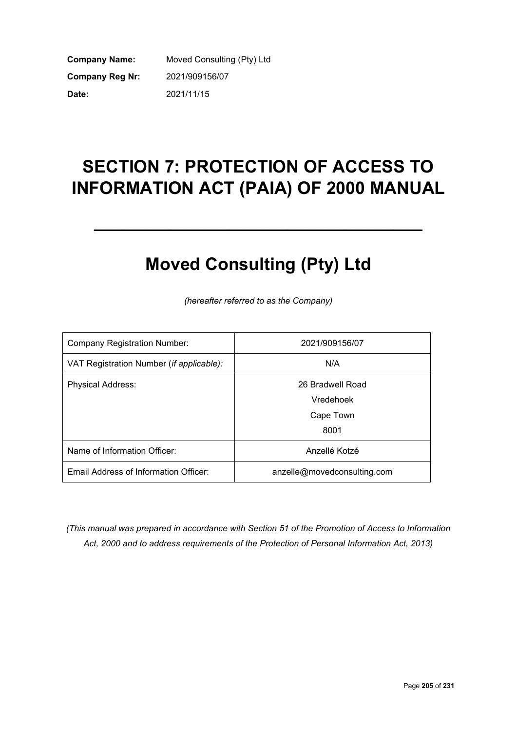**Company Name:** Moved Consulting (Pty) Ltd

**Company Reg Nr:** 2021/909156/07

**Date:** 2021/11/15

# SECTION 7: PROTECTION OF ACCESS TO INFORMATION ACT (PAIA) OF 2000 MANUAL

# Moved Consulting (Pty) Ltd

*(hereafter referred to as the Company)*

| | |
|---|---|
| Company Registration Number: | 2021/909156/07 |
| VAT Registration Number (*if applicable):* | N/A |
| Physical Address: | 26 Bradwell Road<br>Vredehoek<br>Cape Town<br>8001 |
| Name of Information Officer: | Anzellé Kotzé |
| Email Address of Information Officer: | anzelle@movedconsulting.com |

*(This manual was prepared in accordance with Section 51 of the Promotion of Access to Information Act, 2000 and to address requirements of the Protection of Personal Information Act, 2013)*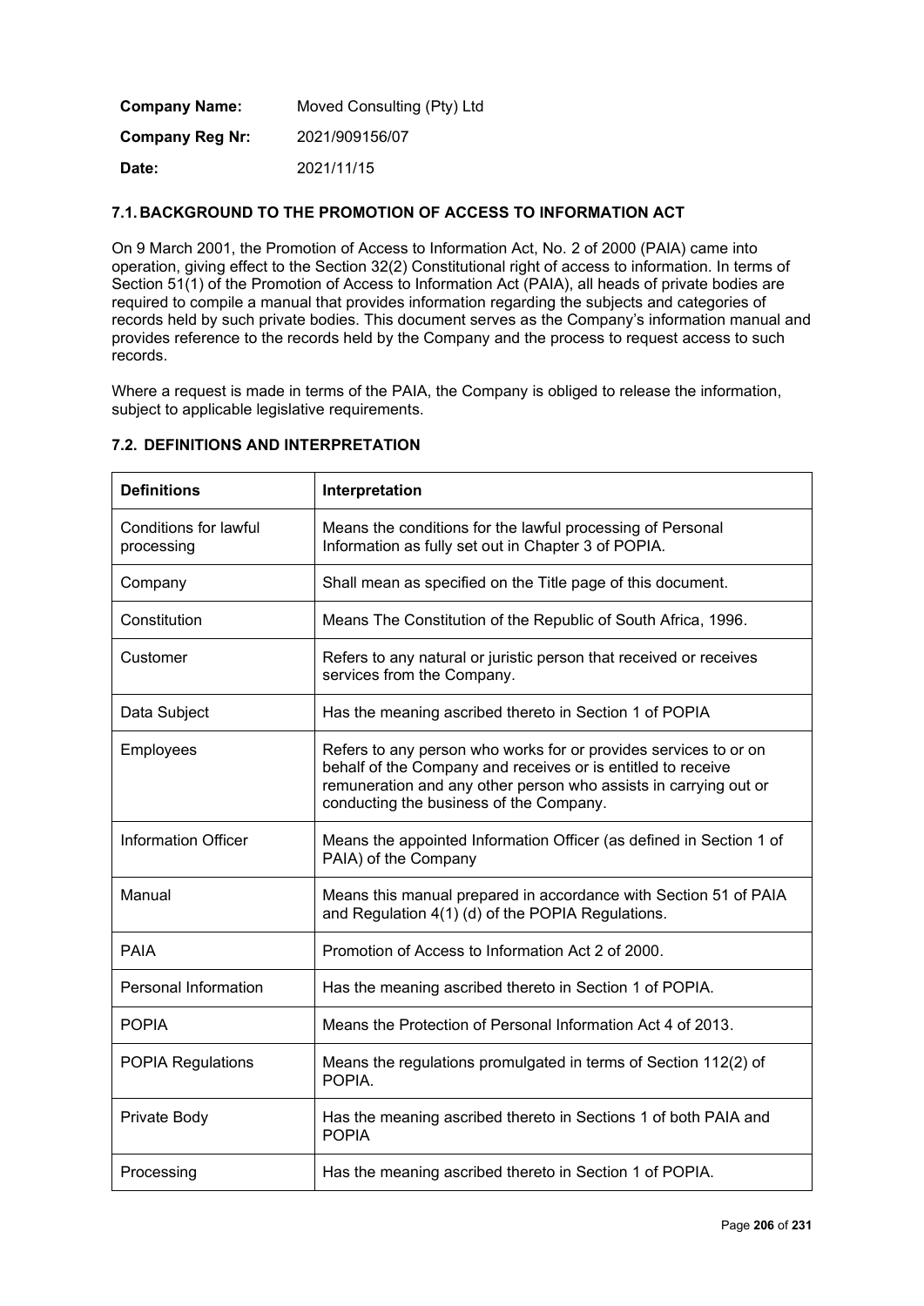| | |
|---|---|
| **Company Name:** | Moved Consulting (Pty) Ltd |
| **Company Reg Nr:** | 2021/909156/07 |
| **Date:** | 2021/11/15 |

## 7.1. BACKGROUND TO THE PROMOTION OF ACCESS TO INFORMATION ACT

On 9 March 2001, the Promotion of Access to Information Act, No. 2 of 2000 (PAIA) came into operation, giving effect to the Section 32(2) Constitutional right of access to information. In terms of Section 51(1) of the Promotion of Access to Information Act (PAIA), all heads of private bodies are required to compile a manual that provides information regarding the subjects and categories of records held by such private bodies. This document serves as the Company's information manual and provides reference to the records held by the Company and the process to request access to such records.

Where a request is made in terms of the PAIA, the Company is obliged to release the information, subject to applicable legislative requirements.

## 7.2. DEFINITIONS AND INTERPRETATION

| Definitions | Interpretation |
|---|---|
| Conditions for lawful processing | Means the conditions for the lawful processing of Personal Information as fully set out in Chapter 3 of POPIA. |
| Company | Shall mean as specified on the Title page of this document. |
| Constitution | Means The Constitution of the Republic of South Africa, 1996. |
| Customer | Refers to any natural or juristic person that received or receives services from the Company. |
| Data Subject | Has the meaning ascribed thereto in Section 1 of POPIA |
| Employees | Refers to any person who works for or provides services to or on behalf of the Company and receives or is entitled to receive remuneration and any other person who assists in carrying out or conducting the business of the Company. |
| Information Officer | Means the appointed Information Officer (as defined in Section 1 of PAIA) of the Company |
| Manual | Means this manual prepared in accordance with Section 51 of PAIA and Regulation 4(1) (d) of the POPIA Regulations. |
| PAIA | Promotion of Access to Information Act 2 of 2000. |
| Personal Information | Has the meaning ascribed thereto in Section 1 of POPIA. |
| POPIA | Means the Protection of Personal Information Act 4 of 2013. |
| POPIA Regulations | Means the regulations promulgated in terms of Section 112(2) of POPIA. |
| Private Body | Has the meaning ascribed thereto in Sections 1 of both PAIA and POPIA |
| Processing | Has the meaning ascribed thereto in Section 1 of POPIA. |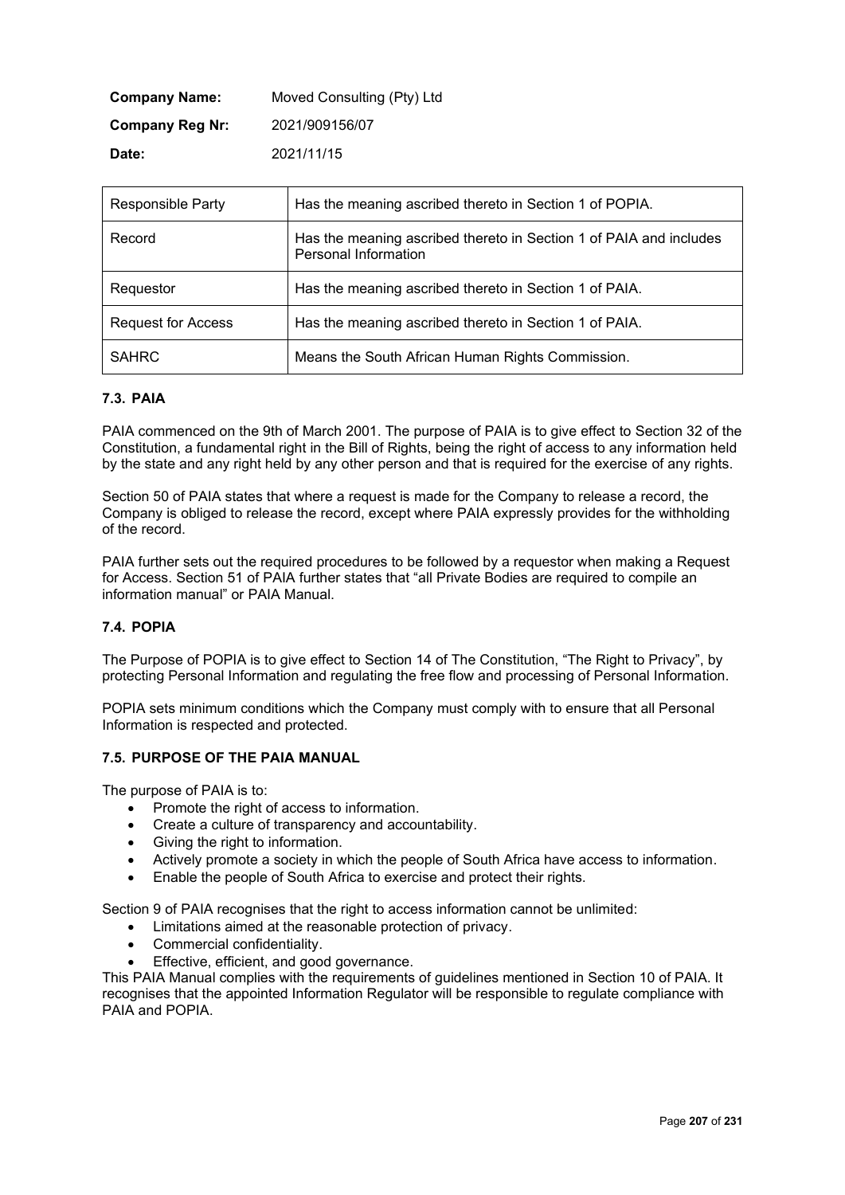**Company Name:** Moved Consulting (Pty) Ltd

**Company Reg Nr:** 2021/909156/07

**Date:** 2021/11/15

| | |
|---|---|
| Responsible Party | Has the meaning ascribed thereto in Section 1 of POPIA. |
| Record | Has the meaning ascribed thereto in Section 1 of PAIA and includes Personal Information |
| Requestor | Has the meaning ascribed thereto in Section 1 of PAIA. |
| Request for Access | Has the meaning ascribed thereto in Section 1 of PAIA. |
| SAHRC | Means the South African Human Rights Commission. |

### 7.3. PAIA

PAIA commenced on the 9th of March 2001. The purpose of PAIA is to give effect to Section 32 of the Constitution, a fundamental right in the Bill of Rights, being the right of access to any information held by the state and any right held by any other person and that is required for the exercise of any rights.

Section 50 of PAIA states that where a request is made for the Company to release a record, the Company is obliged to release the record, except where PAIA expressly provides for the withholding of the record.

PAIA further sets out the required procedures to be followed by a requestor when making a Request for Access. Section 51 of PAIA further states that "all Private Bodies are required to compile an information manual" or PAIA Manual.

### 7.4. POPIA

The Purpose of POPIA is to give effect to Section 14 of The Constitution, "The Right to Privacy", by protecting Personal Information and regulating the free flow and processing of Personal Information.

POPIA sets minimum conditions which the Company must comply with to ensure that all Personal Information is respected and protected.

### 7.5. PURPOSE OF THE PAIA MANUAL

The purpose of PAIA is to:

- Promote the right of access to information.
- Create a culture of transparency and accountability.
- Giving the right to information.
- Actively promote a society in which the people of South Africa have access to information.
- Enable the people of South Africa to exercise and protect their rights.

Section 9 of PAIA recognises that the right to access information cannot be unlimited:

- Limitations aimed at the reasonable protection of privacy.
- Commercial confidentiality.
- Effective, efficient, and good governance.

This PAIA Manual complies with the requirements of guidelines mentioned in Section 10 of PAIA. It recognises that the appointed Information Regulator will be responsible to regulate compliance with PAIA and POPIA.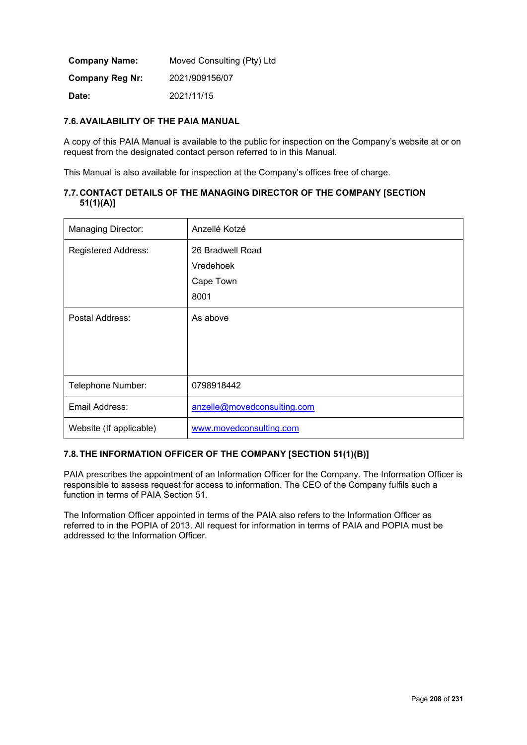| | |
|---|---|
| **Company Name:** | Moved Consulting (Pty) Ltd |
| **Company Reg Nr:** | 2021/909156/07 |
| **Date:** | 2021/11/15 |

### 7.6. AVAILABILITY OF THE PAIA MANUAL

A copy of this PAIA Manual is available to the public for inspection on the Company's website at or on request from the designated contact person referred to in this Manual.

This Manual is also available for inspection at the Company's offices free of charge.

### 7.7. CONTACT DETAILS OF THE MANAGING DIRECTOR OF THE COMPANY [SECTION 51(1)(A)]

| | |
|---|---|
| Managing Director: | Anzellé Kotzé |
| Registered Address: | 26 Bradwell Road<br>Vredehoek<br>Cape Town<br>8001 |
| Postal Address: | As above |
| Telephone Number: | 0798918442 |
| Email Address: | anzelle@movedconsulting.com |
| Website (If applicable) | www.movedconsulting.com |

### 7.8. THE INFORMATION OFFICER OF THE COMPANY [SECTION 51(1)(B)]

PAIA prescribes the appointment of an Information Officer for the Company. The Information Officer is responsible to assess request for access to information. The CEO of the Company fulfils such a function in terms of PAIA Section 51.

The Information Officer appointed in terms of the PAIA also refers to the Information Officer as referred to in the POPIA of 2013. All request for information in terms of PAIA and POPIA must be addressed to the Information Officer.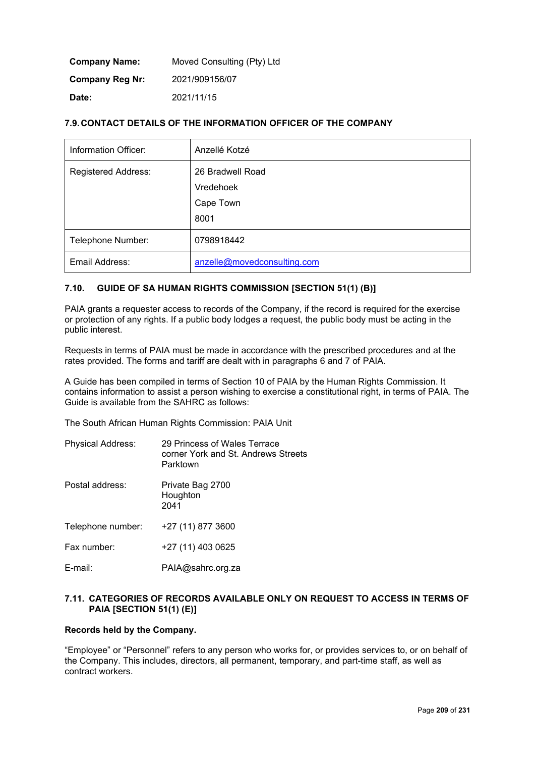| | |
|---|---|
| **Company Name:** | Moved Consulting (Pty) Ltd |
| **Company Reg Nr:** | 2021/909156/07 |
| **Date:** | 2021/11/15 |

## 7.9. CONTACT DETAILS OF THE INFORMATION OFFICER OF THE COMPANY

| | |
|---|---|
| Information Officer: | Anzellé Kotzé |
| Registered Address: | 26 Bradwell Road<br>Vredehoek<br>Cape Town<br>8001 |
| Telephone Number: | 0798918442 |
| Email Address: | anzelle@movedconsulting.com |

## 7.10. GUIDE OF SA HUMAN RIGHTS COMMISSION [SECTION 51(1) (B)]

PAIA grants a requester access to records of the Company, if the record is required for the exercise or protection of any rights. If a public body lodges a request, the public body must be acting in the public interest.

Requests in terms of PAIA must be made in accordance with the prescribed procedures and at the rates provided. The forms and tariff are dealt with in paragraphs 6 and 7 of PAIA.

A Guide has been compiled in terms of Section 10 of PAIA by the Human Rights Commission. It contains information to assist a person wishing to exercise a constitutional right, in terms of PAIA. The Guide is available from the SAHRC as follows:

The South African Human Rights Commission: PAIA Unit

| | |
|---|---|
| Physical Address: | 29 Princess of Wales Terrace<br>corner York and St. Andrews Streets<br>Parktown |
| Postal address: | Private Bag 2700<br>Houghton<br>2041 |
| Telephone number: | +27 (11) 877 3600 |
| Fax number: | +27 (11) 403 0625 |
| E-mail: | PAIA@sahrc.org.za |

## 7.11. CATEGORIES OF RECORDS AVAILABLE ONLY ON REQUEST TO ACCESS IN TERMS OF PAIA [SECTION 51(1) (E)]

**Records held by the Company.**

"Employee" or "Personnel" refers to any person who works for, or provides services to, or on behalf of the Company. This includes, directors, all permanent, temporary, and part-time staff, as well as contract workers.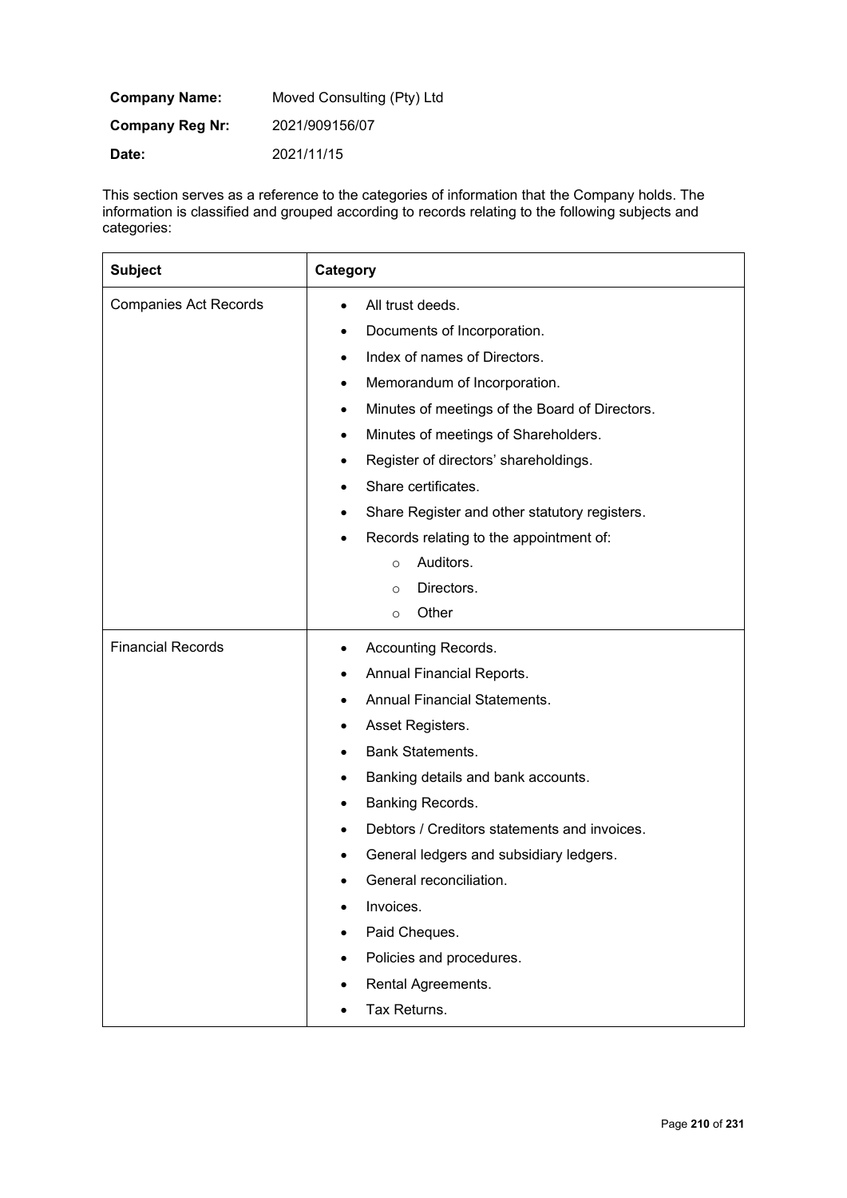**Company Name:** Moved Consulting (Pty) Ltd

**Company Reg Nr:** 2021/909156/07

**Date:** 2021/11/15

This section serves as a reference to the categories of information that the Company holds. The information is classified and grouped according to records relating to the following subjects and categories:

| Subject | Category |
| --- | --- |
| Companies Act Records | • All trust deeds.<br>• Documents of Incorporation.<br>• Index of names of Directors.<br>• Memorandum of Incorporation.<br>• Minutes of meetings of the Board of Directors.<br>• Minutes of meetings of Shareholders.<br>• Register of directors' shareholdings.<br>• Share certificates.<br>• Share Register and other statutory registers.<br>• Records relating to the appointment of:<br>  ○ Auditors.<br>  ○ Directors.<br>  ○ Other |
| Financial Records | • Accounting Records.<br>• Annual Financial Reports.<br>• Annual Financial Statements.<br>• Asset Registers.<br>• Bank Statements.<br>• Banking details and bank accounts.<br>• Banking Records.<br>• Debtors / Creditors statements and invoices.<br>• General ledgers and subsidiary ledgers.<br>• General reconciliation.<br>• Invoices.<br>• Paid Cheques.<br>• Policies and procedures.<br>• Rental Agreements.<br>• Tax Returns. |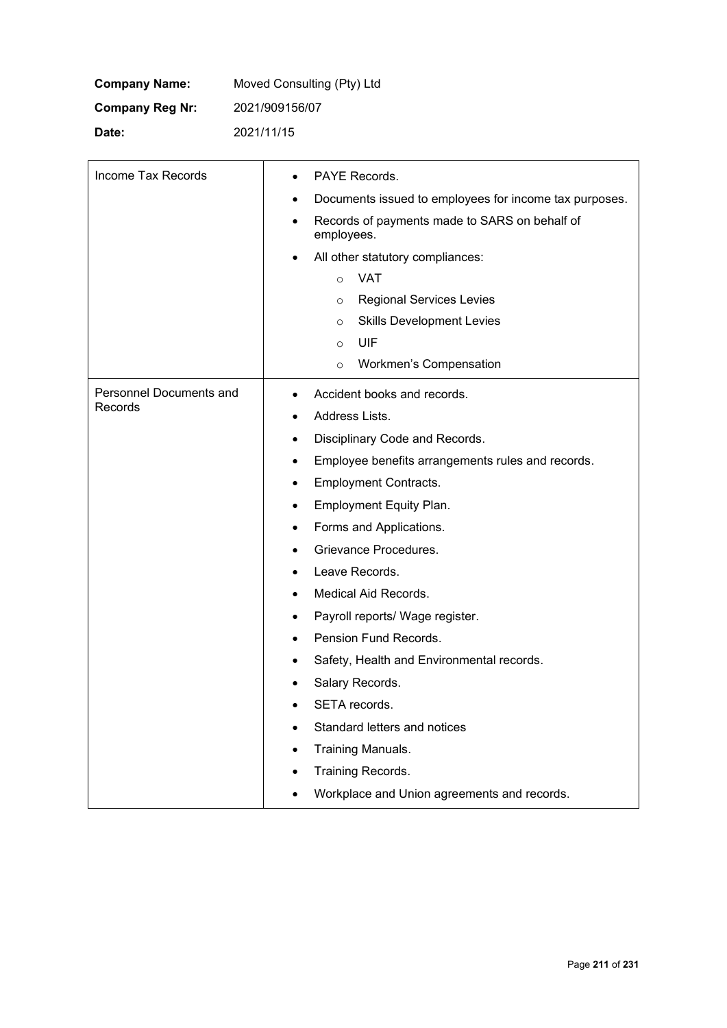**Company Name:** Moved Consulting (Pty) Ltd

**Company Reg Nr:** 2021/909156/07

**Date:** 2021/11/15

| | |
|---|---|
| Income Tax Records | • PAYE Records.<br>• Documents issued to employees for income tax purposes.<br>• Records of payments made to SARS on behalf of employees.<br>• All other statutory compliances:<br>  ○ VAT<br>  ○ Regional Services Levies<br>  ○ Skills Development Levies<br>  ○ UIF<br>  ○ Workmen's Compensation |
| Personnel Documents and Records | • Accident books and records.<br>• Address Lists.<br>• Disciplinary Code and Records.<br>• Employee benefits arrangements rules and records.<br>• Employment Contracts.<br>• Employment Equity Plan.<br>• Forms and Applications.<br>• Grievance Procedures.<br>• Leave Records.<br>• Medical Aid Records.<br>• Payroll reports/ Wage register.<br>• Pension Fund Records.<br>• Safety, Health and Environmental records.<br>• Salary Records.<br>• SETA records.<br>• Standard letters and notices<br>• Training Manuals.<br>• Training Records.<br>• Workplace and Union agreements and records. |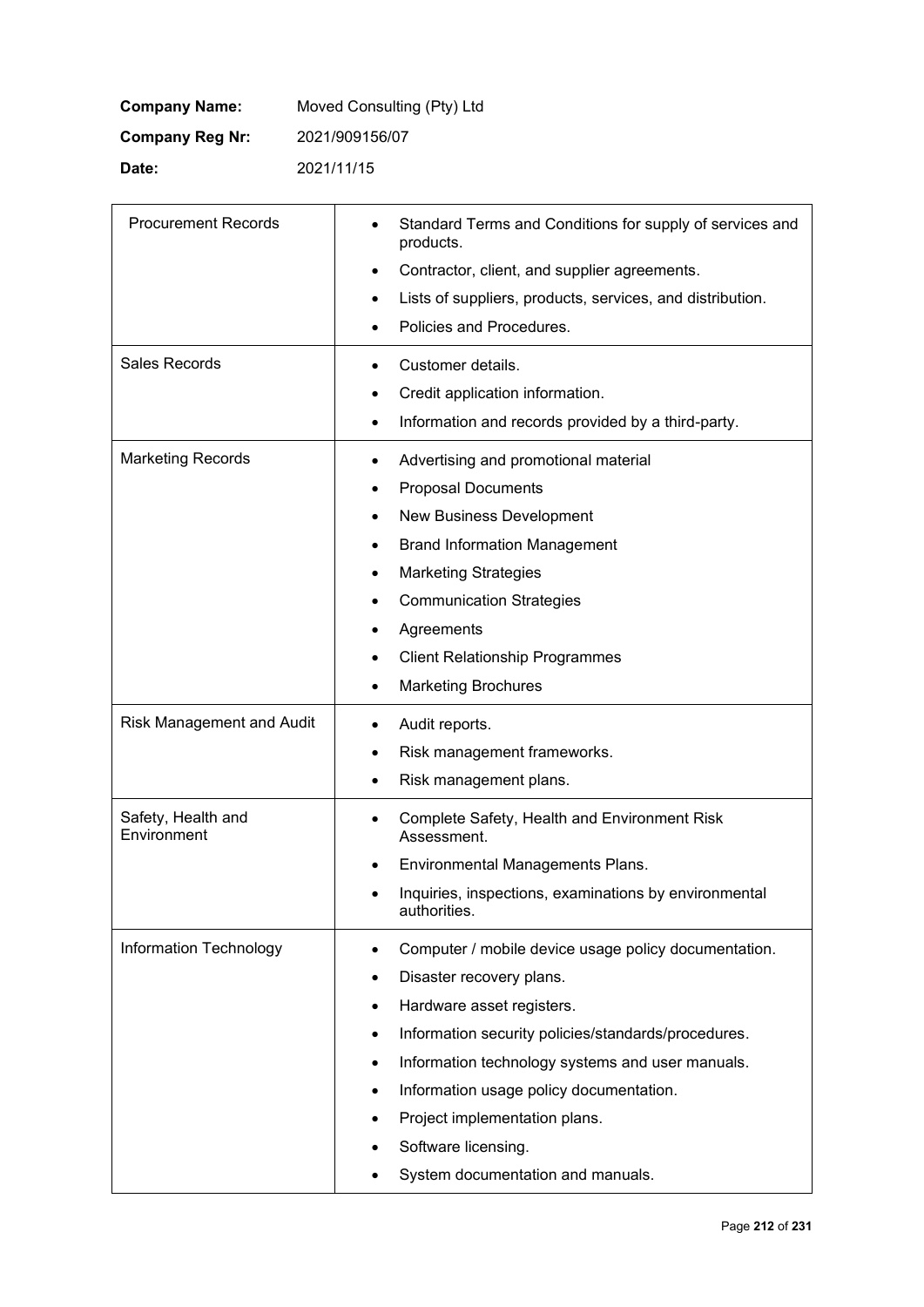**Company Name:** Moved Consulting (Pty) Ltd

**Company Reg Nr:** 2021/909156/07

**Date:** 2021/11/15

| | |
|---|---|
| Procurement Records | • Standard Terms and Conditions for supply of services and products.<br>• Contractor, client, and supplier agreements.<br>• Lists of suppliers, products, services, and distribution.<br>• Policies and Procedures. |
| Sales Records | • Customer details.<br>• Credit application information.<br>• Information and records provided by a third-party. |
| Marketing Records | • Advertising and promotional material<br>• Proposal Documents<br>• New Business Development<br>• Brand Information Management<br>• Marketing Strategies<br>• Communication Strategies<br>• Agreements<br>• Client Relationship Programmes<br>• Marketing Brochures |
| Risk Management and Audit | • Audit reports.<br>• Risk management frameworks.<br>• Risk management plans. |
| Safety, Health and Environment | • Complete Safety, Health and Environment Risk Assessment.<br>• Environmental Managements Plans.<br>• Inquiries, inspections, examinations by environmental authorities. |
| Information Technology | • Computer / mobile device usage policy documentation.<br>• Disaster recovery plans.<br>• Hardware asset registers.<br>• Information security policies/standards/procedures.<br>• Information technology systems and user manuals.<br>• Information usage policy documentation.<br>• Project implementation plans.<br>• Software licensing.<br>• System documentation and manuals. |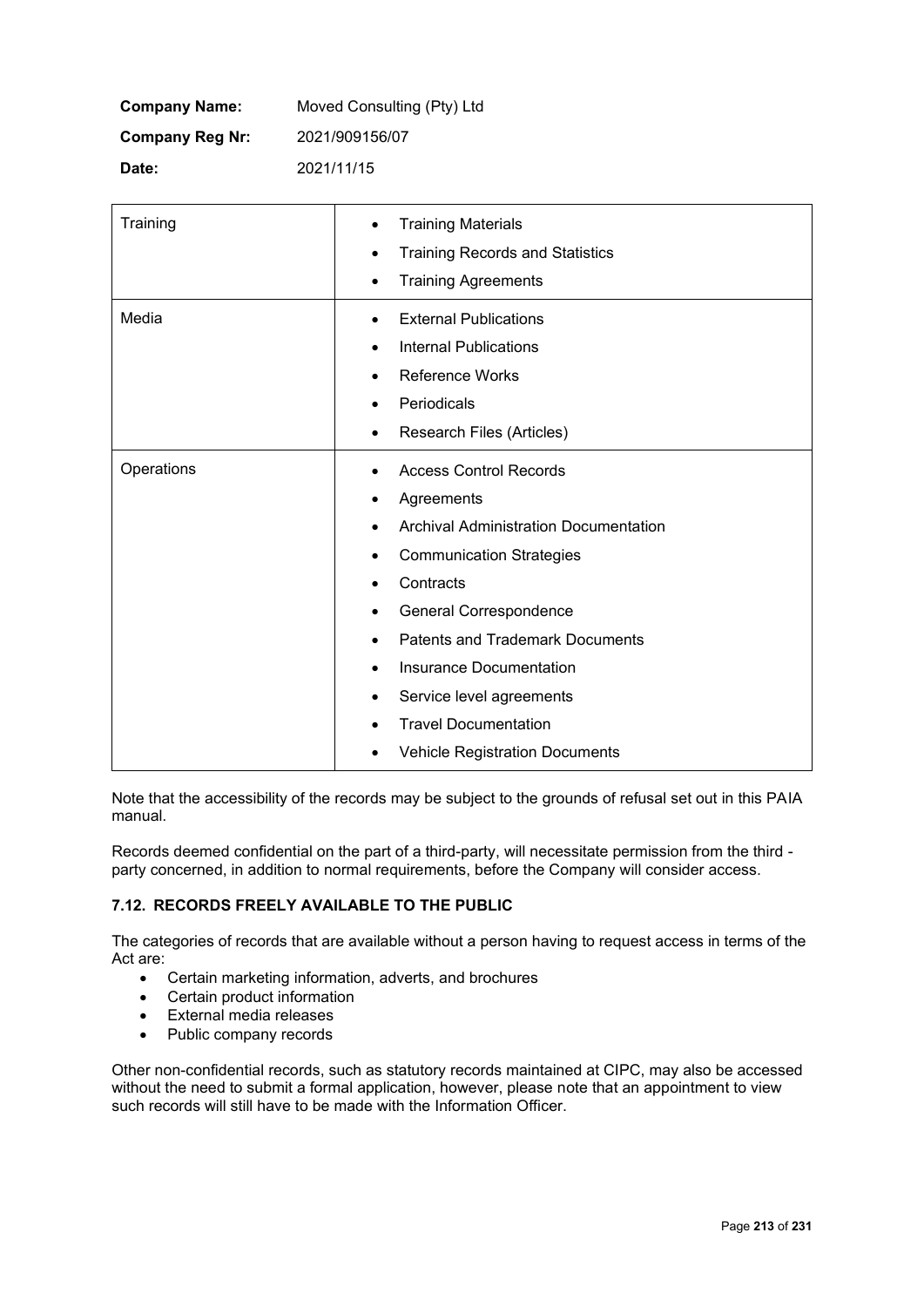| | |
|---|---|
| **Company Name:** | Moved Consulting (Pty) Ltd |
| **Company Reg Nr:** | 2021/909156/07 |
| **Date:** | 2021/11/15 |

| | |
|---|---|
| Training | • Training Materials<br>• Training Records and Statistics<br>• Training Agreements |
| Media | • External Publications<br>• Internal Publications<br>• Reference Works<br>• Periodicals<br>• Research Files (Articles) |
| Operations | • Access Control Records<br>• Agreements<br>• Archival Administration Documentation<br>• Communication Strategies<br>• Contracts<br>• General Correspondence<br>• Patents and Trademark Documents<br>• Insurance Documentation<br>• Service level agreements<br>• Travel Documentation<br>• Vehicle Registration Documents |

Note that the accessibility of the records may be subject to the grounds of refusal set out in this PAIA manual.

Records deemed confidential on the part of a third-party, will necessitate permission from the third - party concerned, in addition to normal requirements, before the Company will consider access.

### 7.12. RECORDS FREELY AVAILABLE TO THE PUBLIC

The categories of records that are available without a person having to request access in terms of the Act are:

- Certain marketing information, adverts, and brochures
- Certain product information
- External media releases
- Public company records

Other non-confidential records, such as statutory records maintained at CIPC, may also be accessed without the need to submit a formal application, however, please note that an appointment to view such records will still have to be made with the Information Officer.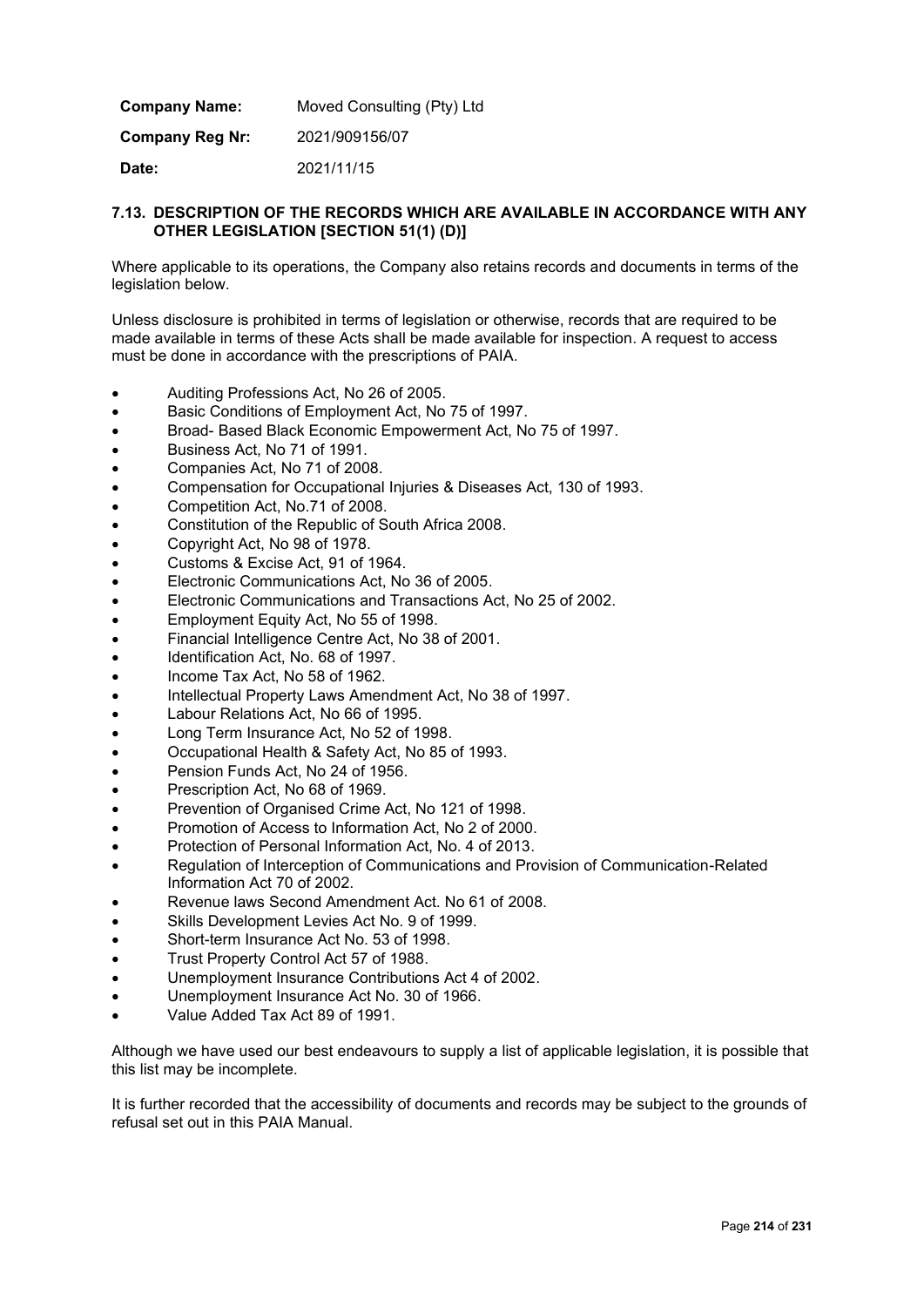| | |
|---|---|
| **Company Name:** | Moved Consulting (Pty) Ltd |
| **Company Reg Nr:** | 2021/909156/07 |
| **Date:** | 2021/11/15 |

### 7.13. DESCRIPTION OF THE RECORDS WHICH ARE AVAILABLE IN ACCORDANCE WITH ANY OTHER LEGISLATION [SECTION 51(1) (D)]

Where applicable to its operations, the Company also retains records and documents in terms of the legislation below.

Unless disclosure is prohibited in terms of legislation or otherwise, records that are required to be made available in terms of these Acts shall be made available for inspection. A request to access must be done in accordance with the prescriptions of PAIA.

- Auditing Professions Act, No 26 of 2005.
- Basic Conditions of Employment Act, No 75 of 1997.
- Broad- Based Black Economic Empowerment Act, No 75 of 1997.
- Business Act, No 71 of 1991.
- Companies Act, No 71 of 2008.
- Compensation for Occupational Injuries & Diseases Act, 130 of 1993.
- Competition Act, No.71 of 2008.
- Constitution of the Republic of South Africa 2008.
- Copyright Act, No 98 of 1978.
- Customs & Excise Act, 91 of 1964.
- Electronic Communications Act, No 36 of 2005.
- Electronic Communications and Transactions Act, No 25 of 2002.
- Employment Equity Act, No 55 of 1998.
- Financial Intelligence Centre Act, No 38 of 2001.
- Identification Act, No. 68 of 1997.
- Income Tax Act, No 58 of 1962.
- Intellectual Property Laws Amendment Act, No 38 of 1997.
- Labour Relations Act, No 66 of 1995.
- Long Term Insurance Act, No 52 of 1998.
- Occupational Health & Safety Act, No 85 of 1993.
- Pension Funds Act, No 24 of 1956.
- Prescription Act, No 68 of 1969.
- Prevention of Organised Crime Act, No 121 of 1998.
- Promotion of Access to Information Act, No 2 of 2000.
- Protection of Personal Information Act, No. 4 of 2013.
- Regulation of Interception of Communications and Provision of Communication-Related Information Act 70 of 2002.
- Revenue laws Second Amendment Act. No 61 of 2008.
- Skills Development Levies Act No. 9 of 1999.
- Short-term Insurance Act No. 53 of 1998.
- Trust Property Control Act 57 of 1988.
- Unemployment Insurance Contributions Act 4 of 2002.
- Unemployment Insurance Act No. 30 of 1966.
- Value Added Tax Act 89 of 1991.

Although we have used our best endeavours to supply a list of applicable legislation, it is possible that this list may be incomplete.

It is further recorded that the accessibility of documents and records may be subject to the grounds of refusal set out in this PAIA Manual.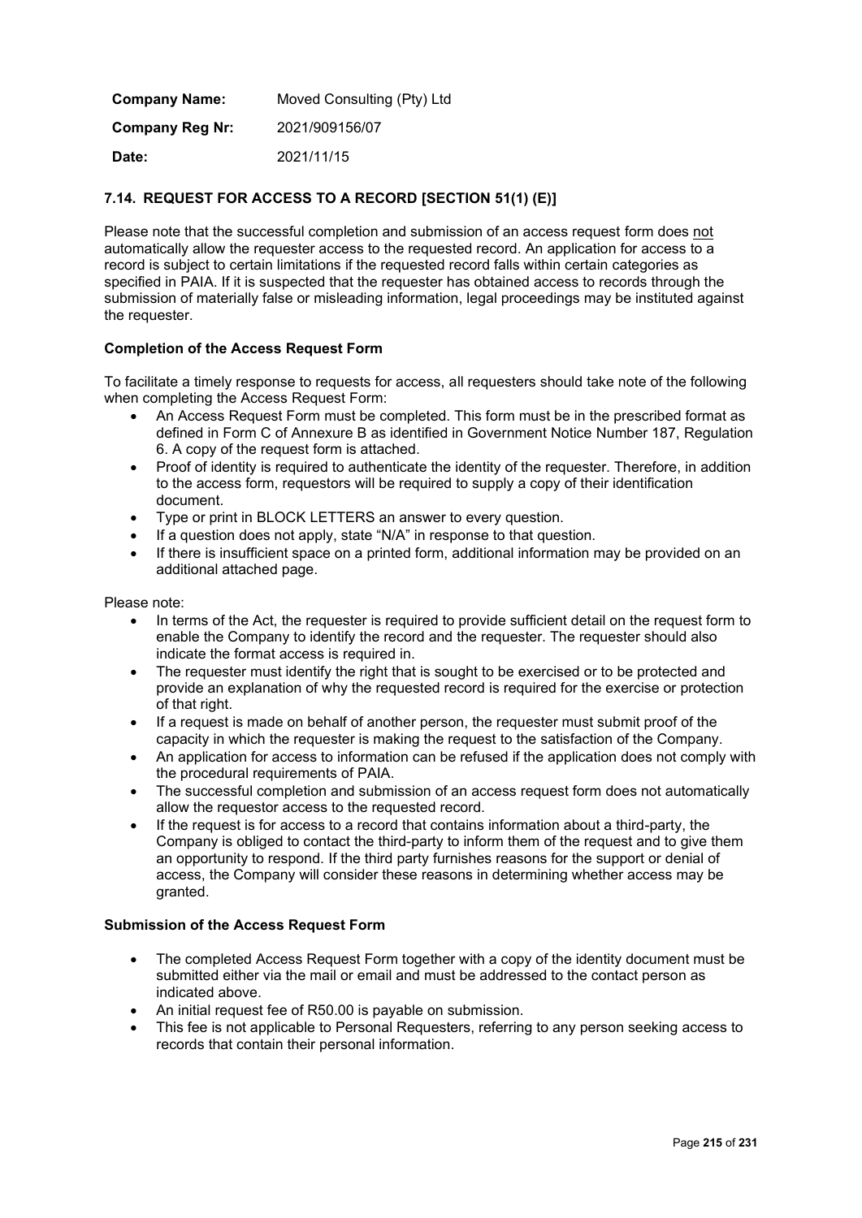| | |
|---|---|
| **Company Name:** | Moved Consulting (Pty) Ltd |
| **Company Reg Nr:** | 2021/909156/07 |
| **Date:** | 2021/11/15 |

## 7.14. REQUEST FOR ACCESS TO A RECORD [SECTION 51(1) (E)]

Please note that the successful completion and submission of an access request form does not automatically allow the requester access to the requested record. An application for access to a record is subject to certain limitations if the requested record falls within certain categories as specified in PAIA. If it is suspected that the requester has obtained access to records through the submission of materially false or misleading information, legal proceedings may be instituted against the requester.

### Completion of the Access Request Form

To facilitate a timely response to requests for access, all requesters should take note of the following when completing the Access Request Form:

- An Access Request Form must be completed. This form must be in the prescribed format as defined in Form C of Annexure B as identified in Government Notice Number 187, Regulation 6. A copy of the request form is attached.
- Proof of identity is required to authenticate the identity of the requester. Therefore, in addition to the access form, requestors will be required to supply a copy of their identification document.
- Type or print in BLOCK LETTERS an answer to every question.
- If a question does not apply, state "N/A" in response to that question.
- If there is insufficient space on a printed form, additional information may be provided on an additional attached page.

Please note:

- In terms of the Act, the requester is required to provide sufficient detail on the request form to enable the Company to identify the record and the requester. The requester should also indicate the format access is required in.
- The requester must identify the right that is sought to be exercised or to be protected and provide an explanation of why the requested record is required for the exercise or protection of that right.
- If a request is made on behalf of another person, the requester must submit proof of the capacity in which the requester is making the request to the satisfaction of the Company.
- An application for access to information can be refused if the application does not comply with the procedural requirements of PAIA.
- The successful completion and submission of an access request form does not automatically allow the requestor access to the requested record.
- If the request is for access to a record that contains information about a third-party, the Company is obliged to contact the third-party to inform them of the request and to give them an opportunity to respond. If the third party furnishes reasons for the support or denial of access, the Company will consider these reasons in determining whether access may be granted.

### Submission of the Access Request Form

- The completed Access Request Form together with a copy of the identity document must be submitted either via the mail or email and must be addressed to the contact person as indicated above.
- An initial request fee of R50.00 is payable on submission.
- This fee is not applicable to Personal Requesters, referring to any person seeking access to records that contain their personal information.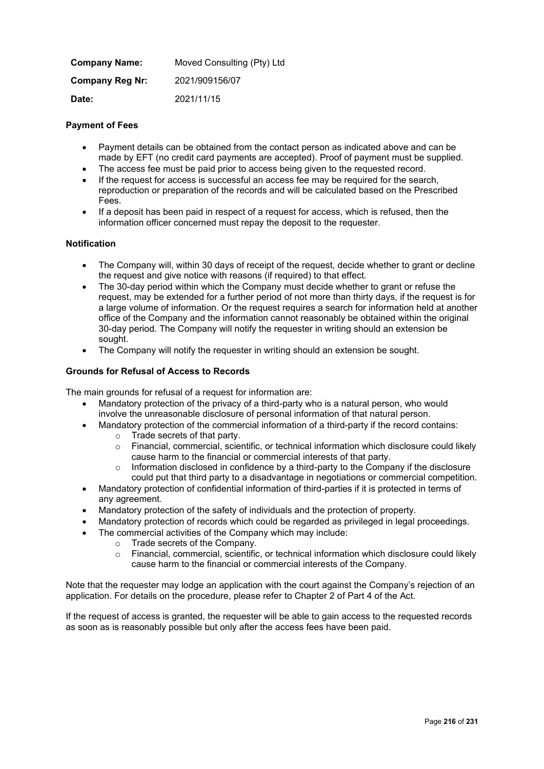| **Company Name:** | Moved Consulting (Pty) Ltd |
| --- | --- |
| **Company Reg Nr:** | 2021/909156/07 |
| **Date:** | 2021/11/15 |

**Payment of Fees**

- Payment details can be obtained from the contact person as indicated above and can be made by EFT (no credit card payments are accepted). Proof of payment must be supplied.
- The access fee must be paid prior to access being given to the requested record.
- If the request for access is successful an access fee may be required for the search, reproduction or preparation of the records and will be calculated based on the Prescribed Fees.
- If a deposit has been paid in respect of a request for access, which is refused, then the information officer concerned must repay the deposit to the requester.

**Notification**

- The Company will, within 30 days of receipt of the request, decide whether to grant or decline the request and give notice with reasons (if required) to that effect.
- The 30-day period within which the Company must decide whether to grant or refuse the request, may be extended for a further period of not more than thirty days, if the request is for a large volume of information. Or the request requires a search for information held at another office of the Company and the information cannot reasonably be obtained within the original 30-day period. The Company will notify the requester in writing should an extension be sought.
- The Company will notify the requester in writing should an extension be sought.

**Grounds for Refusal of Access to Records**

The main grounds for refusal of a request for information are:

- Mandatory protection of the privacy of a third-party who is a natural person, who would involve the unreasonable disclosure of personal information of that natural person.
- Mandatory protection of the commercial information of a third-party if the record contains:
  - Trade secrets of that party.
  - Financial, commercial, scientific, or technical information which disclosure could likely cause harm to the financial or commercial interests of that party.
  - Information disclosed in confidence by a third-party to the Company if the disclosure could put that third party to a disadvantage in negotiations or commercial competition.
- Mandatory protection of confidential information of third-parties if it is protected in terms of any agreement.
- Mandatory protection of the safety of individuals and the protection of property.
- Mandatory protection of records which could be regarded as privileged in legal proceedings.
- The commercial activities of the Company which may include:
  - Trade secrets of the Company.
  - Financial, commercial, scientific, or technical information which disclosure could likely cause harm to the financial or commercial interests of the Company.

Note that the requester may lodge an application with the court against the Company's rejection of an application. For details on the procedure, please refer to Chapter 2 of Part 4 of the Act.

If the request of access is granted, the requester will be able to gain access to the requested records as soon as is reasonably possible but only after the access fees have been paid.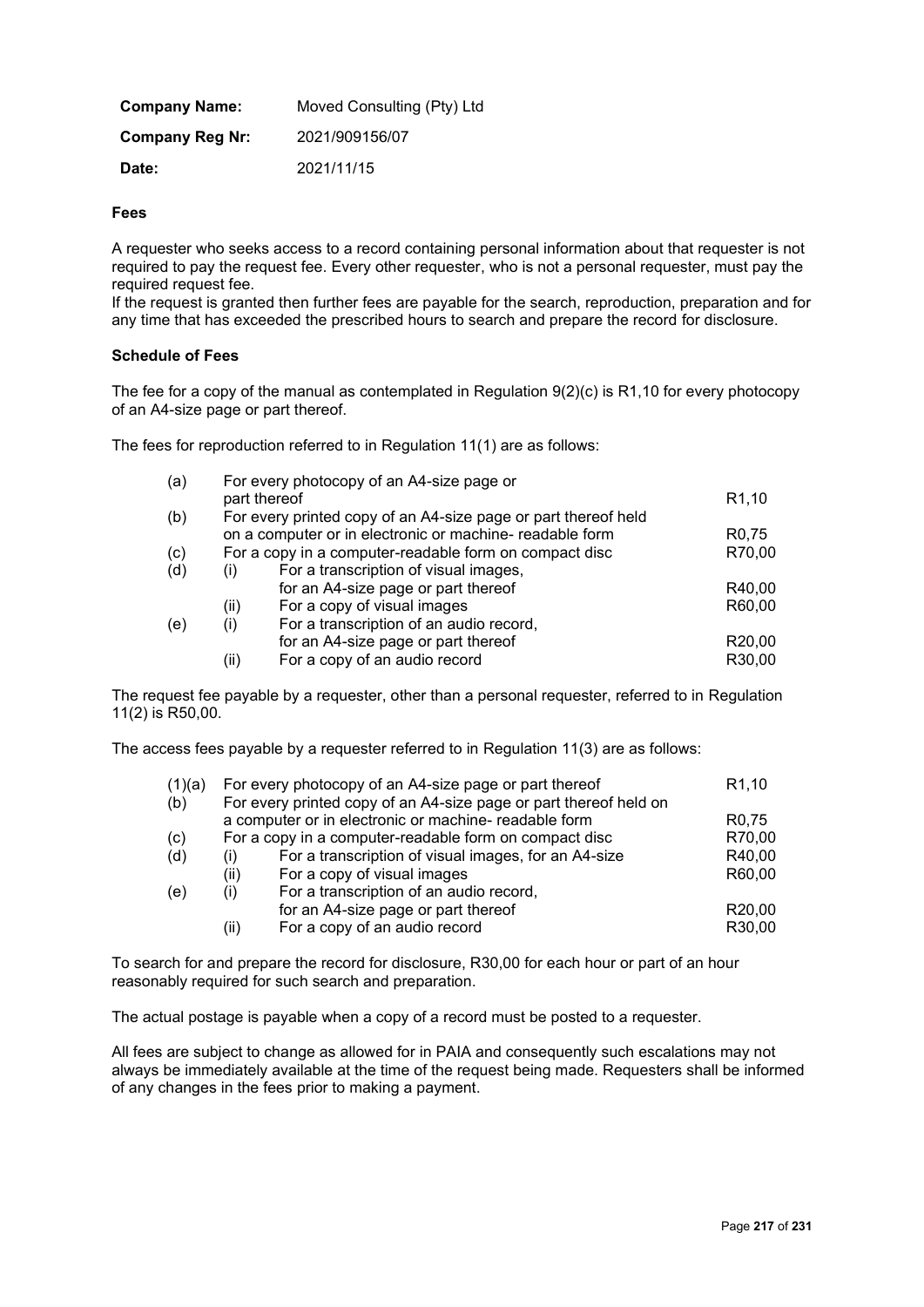| | |
|---|---|
| **Company Name:** | Moved Consulting (Pty) Ltd |
| **Company Reg Nr:** | 2021/909156/07 |
| **Date:** | 2021/11/15 |

### Fees

A requester who seeks access to a record containing personal information about that requester is not required to pay the request fee. Every other requester, who is not a personal requester, must pay the required request fee.
If the request is granted then further fees are payable for the search, reproduction, preparation and for any time that has exceeded the prescribed hours to search and prepare the record for disclosure.

### Schedule of Fees

The fee for a copy of the manual as contemplated in Regulation 9(2)(c) is R1,10 for every photocopy of an A4-size page or part thereof.

The fees for reproduction referred to in Regulation 11(1) are as follows:

| | | | |
|---|---|---|---|
| (a) | | For every photocopy of an A4-size page or part thereof | R1,10 |
| (b) | | For every printed copy of an A4-size page or part thereof held on a computer or in electronic or machine- readable form | R0,75 |
| (c) | | For a copy in a computer-readable form on compact disc | R70,00 |
| (d) | (i) | For a transcription of visual images, for an A4-size page or part thereof | R40,00 |
| | (ii) | For a copy of visual images | R60,00 |
| (e) | (i) | For a transcription of an audio record, for an A4-size page or part thereof | R20,00 |
| | (ii) | For a copy of an audio record | R30,00 |

The request fee payable by a requester, other than a personal requester, referred to in Regulation 11(2) is R50,00.

The access fees payable by a requester referred to in Regulation 11(3) are as follows:

| | | | |
|---|---|---|---|
| (1)(a) | | For every photocopy of an A4-size page or part thereof | R1,10 |
| (b) | | For every printed copy of an A4-size page or part thereof held on a computer or in electronic or machine- readable form | R0,75 |
| (c) | | For a copy in a computer-readable form on compact disc | R70,00 |
| (d) | (i) | For a transcription of visual images, for an A4-size | R40,00 |
| | (ii) | For a copy of visual images | R60,00 |
| (e) | (i) | For a transcription of an audio record, for an A4-size page or part thereof | R20,00 |
| | (ii) | For a copy of an audio record | R30,00 |

To search for and prepare the record for disclosure, R30,00 for each hour or part of an hour reasonably required for such search and preparation.

The actual postage is payable when a copy of a record must be posted to a requester.

All fees are subject to change as allowed for in PAIA and consequently such escalations may not always be immediately available at the time of the request being made. Requesters shall be informed of any changes in the fees prior to making a payment.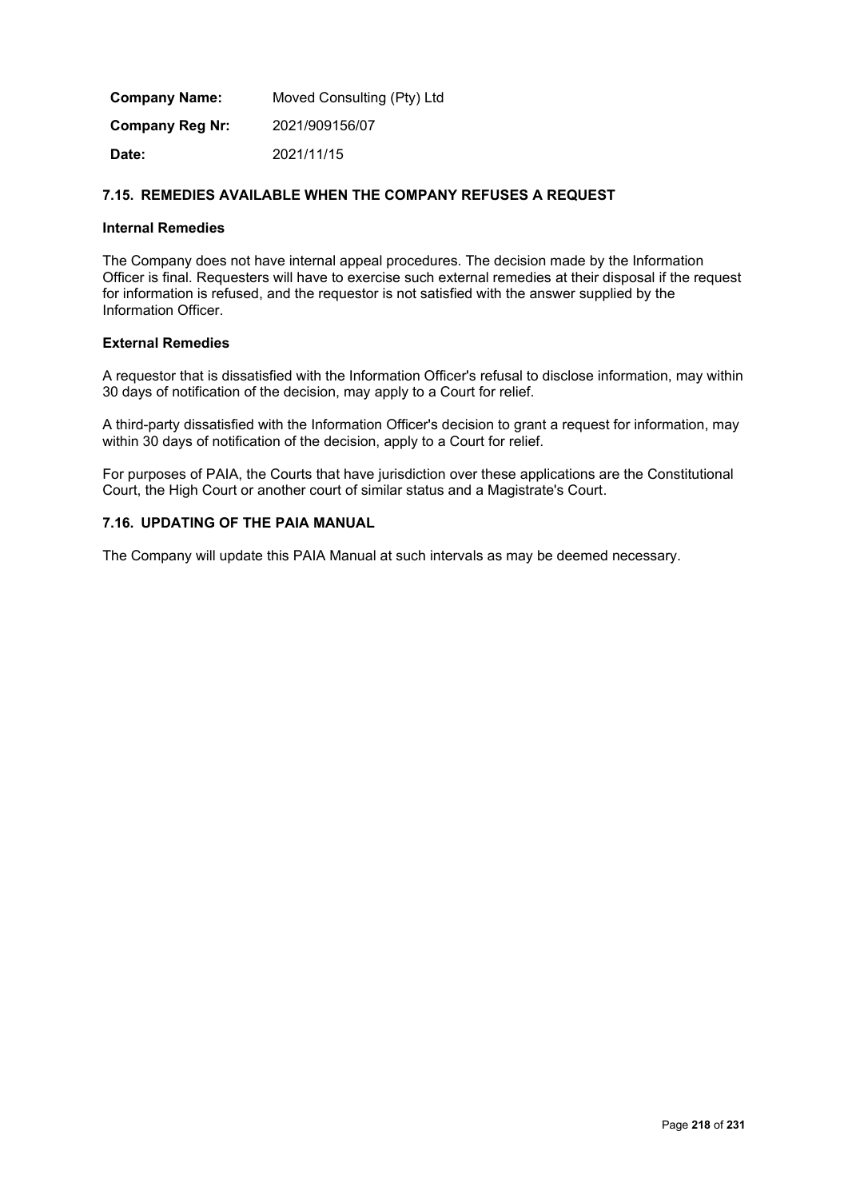| | |
|---|---|
| **Company Name:** | Moved Consulting (Pty) Ltd |
| **Company Reg Nr:** | 2021/909156/07 |
| **Date:** | 2021/11/15 |

### 7.15. REMEDIES AVAILABLE WHEN THE COMPANY REFUSES A REQUEST

**Internal Remedies**

The Company does not have internal appeal procedures. The decision made by the Information Officer is final. Requesters will have to exercise such external remedies at their disposal if the request for information is refused, and the requestor is not satisfied with the answer supplied by the Information Officer.

**External Remedies**

A requestor that is dissatisfied with the Information Officer's refusal to disclose information, may within 30 days of notification of the decision, may apply to a Court for relief.

A third-party dissatisfied with the Information Officer's decision to grant a request for information, may within 30 days of notification of the decision, apply to a Court for relief.

For purposes of PAIA, the Courts that have jurisdiction over these applications are the Constitutional Court, the High Court or another court of similar status and a Magistrate's Court.

### 7.16. UPDATING OF THE PAIA MANUAL

The Company will update this PAIA Manual at such intervals as may be deemed necessary.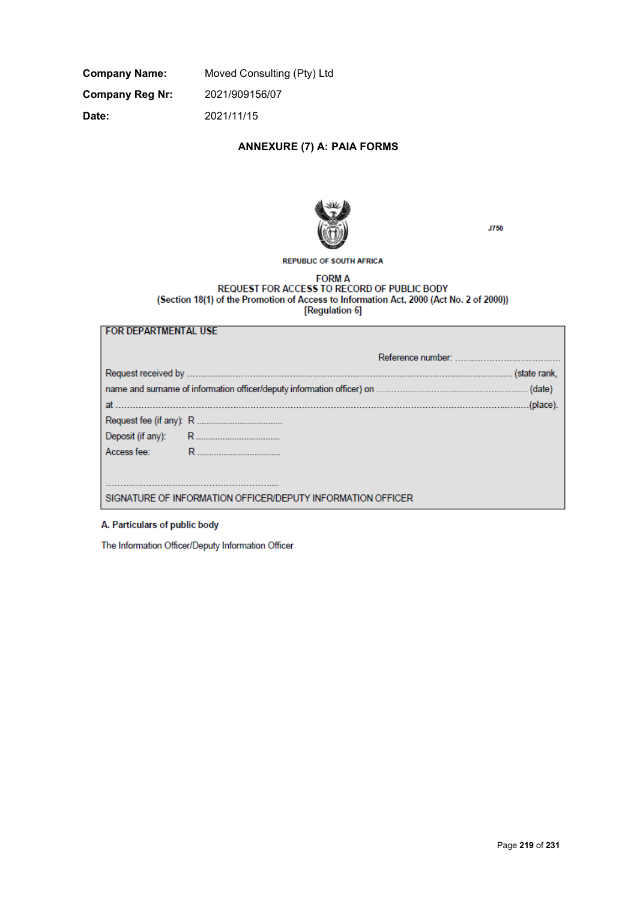**Company Name:** Moved Consulting (Pty) Ltd

**Company Reg Nr:** 2021/909156/07

**Date:** 2021/11/15

## ANNEXURE (7) A: PAIA FORMS

J750

REPUBLIC OF SOUTH AFRICA

### FORM A
### REQUEST FOR ACCESS TO RECORD OF PUBLIC BODY
**(Section 18(1) of the Promotion of Access to Information Act, 2000 (Act No. 2 of 2000))**
**[Regulation 6]**

FOR DEPARTMENTAL USE

Reference number: ......................................

Request received by ........................................................................................................................ (state rank, name and surname of information officer/deputy information officer) on ....................................................... (date) at .............................................................................................................................................(place).

Request fee (if any): R ....................................

Deposit (if any): R ....................................

Access fee: R ....................................

..............................................................

SIGNATURE OF INFORMATION OFFICER/DEPUTY INFORMATION OFFICER

**A. Particulars of public body**

The Information Officer/Deputy Information Officer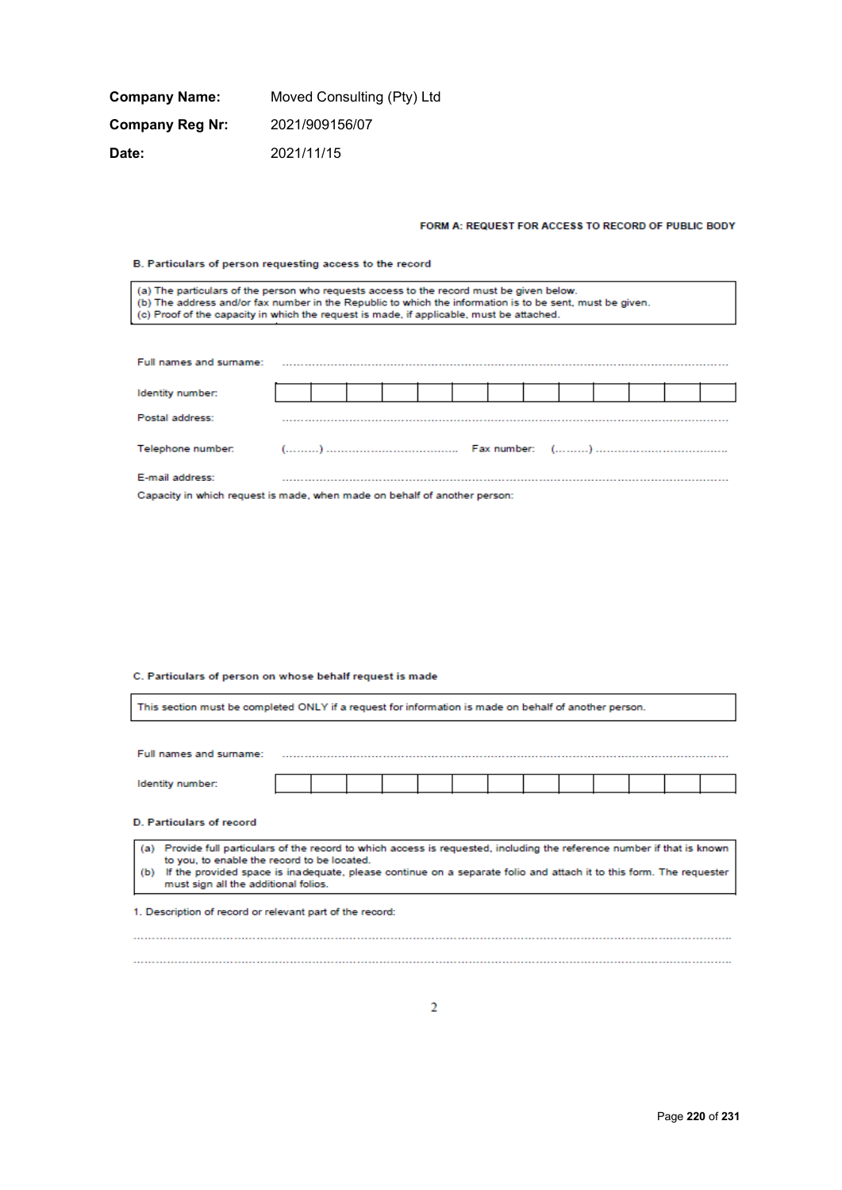**Company Name:** Moved Consulting (Pty) Ltd

**Company Reg Nr:** 2021/909156/07

**Date:** 2021/11/15

**FORM A: REQUEST FOR ACCESS TO RECORD OF PUBLIC BODY**

**B. Particulars of person requesting access to the record**

(a) The particulars of the person who requests access to the record must be given below.
(b) The address and/or fax number in the Republic to which the information is to be sent, must be given.
(c) Proof of the capacity in which the request is made, if applicable, must be attached.

Full names and surname: ..........................................................................................................

Identity number:

| | | | | | | | | | | | | |
|---|---|---|---|---|---|---|---|---|---|---|---|---|
| | | | | | | | | | | | | |

Postal address: ..........................................................................................................

Telephone number: (.........) .................................... Fax number: (.........) ....................................

E-mail address: ..........................................................................................................

Capacity in which request is made, when made on behalf of another person:

**C. Particulars of person on whose behalf request is made**

This section must be completed ONLY if a request for information is made on behalf of another person.

Full names and surname: ..........................................................................................................

Identity number:

| | | | | | | | | | | | | |
|---|---|---|---|---|---|---|---|---|---|---|---|---|
| | | | | | | | | | | | | |

**D. Particulars of record**

(a) Provide full particulars of the record to which access is requested, including the reference number if that is known to you, to enable the record to be located.
(b) If the provided space is inadequate, please continue on a separate folio and attach it to this form. The requester must sign all the additional folios.

1. Description of record or relevant part of the record:

..........................................................................................................................................

..........................................................................................................................................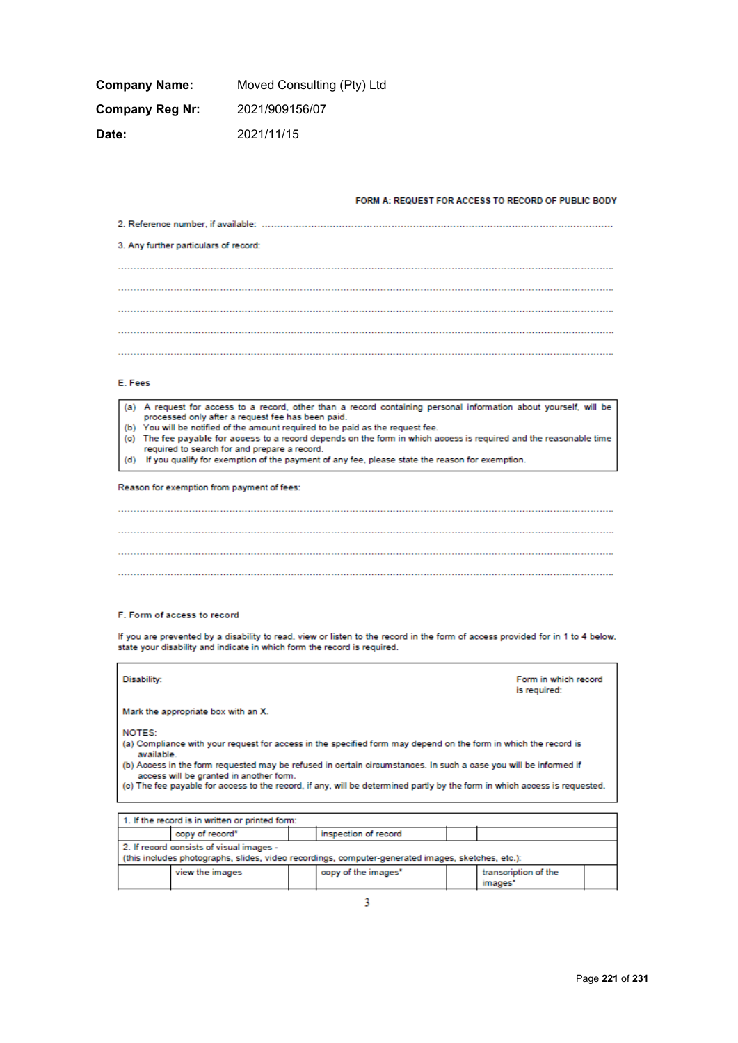**Company Name:** Moved Consulting (Pty) Ltd

**Company Reg Nr:** 2021/909156/07

**Date:** 2021/11/15

**FORM A: REQUEST FOR ACCESS TO RECORD OF PUBLIC BODY**

2. Reference number, if available: ..................................................................................................

3. Any further particulars of record:

..........................................................................................................................................

..........................................................................................................................................

..........................................................................................................................................

..........................................................................................................................................

..........................................................................................................................................

**E. Fees**

(a) A request for access to a record, other than a record containing personal information about yourself, will be processed only after a request fee has been paid.
(b) You will be notified of the amount required to be paid as the request fee.
(c) The fee payable for access to a record depends on the form in which access is required and the reasonable time required to search for and prepare a record.
(d) If you qualify for exemption of the payment of any fee, please state the reason for exemption.

Reason for exemption from payment of fees:

..........................................................................................................................................

..........................................................................................................................................

..........................................................................................................................................

..........................................................................................................................................

**F. Form of access to record**

If you are prevented by a disability to read, view or listen to the record in the form of access provided for in 1 to 4 below, state your disability and indicate in which form the record is required.

Disability: | Form in which record is required:

Mark the appropriate box with an X.

NOTES:
(a) Compliance with your request for access in the specified form may depend on the form in which the record is available.
(b) Access in the form requested may be refused in certain circumstances. In such a case you will be informed if access will be granted in another form.
(c) The fee payable for access to the record, if any, will be determined partly by the form in which access is requested.

| | | | | | | |
|---|---|---|---|---|---|---|
| 1. If the record is in written or printed form: | | | | | | |
| | copy of record* | | inspection of record | | | |
| 2. If record consists of visual images - (this includes photographs, slides, video recordings, computer-generated images, sketches, etc.): | | | | | | |
| | view the images | | copy of the images* | | transcription of the images* | |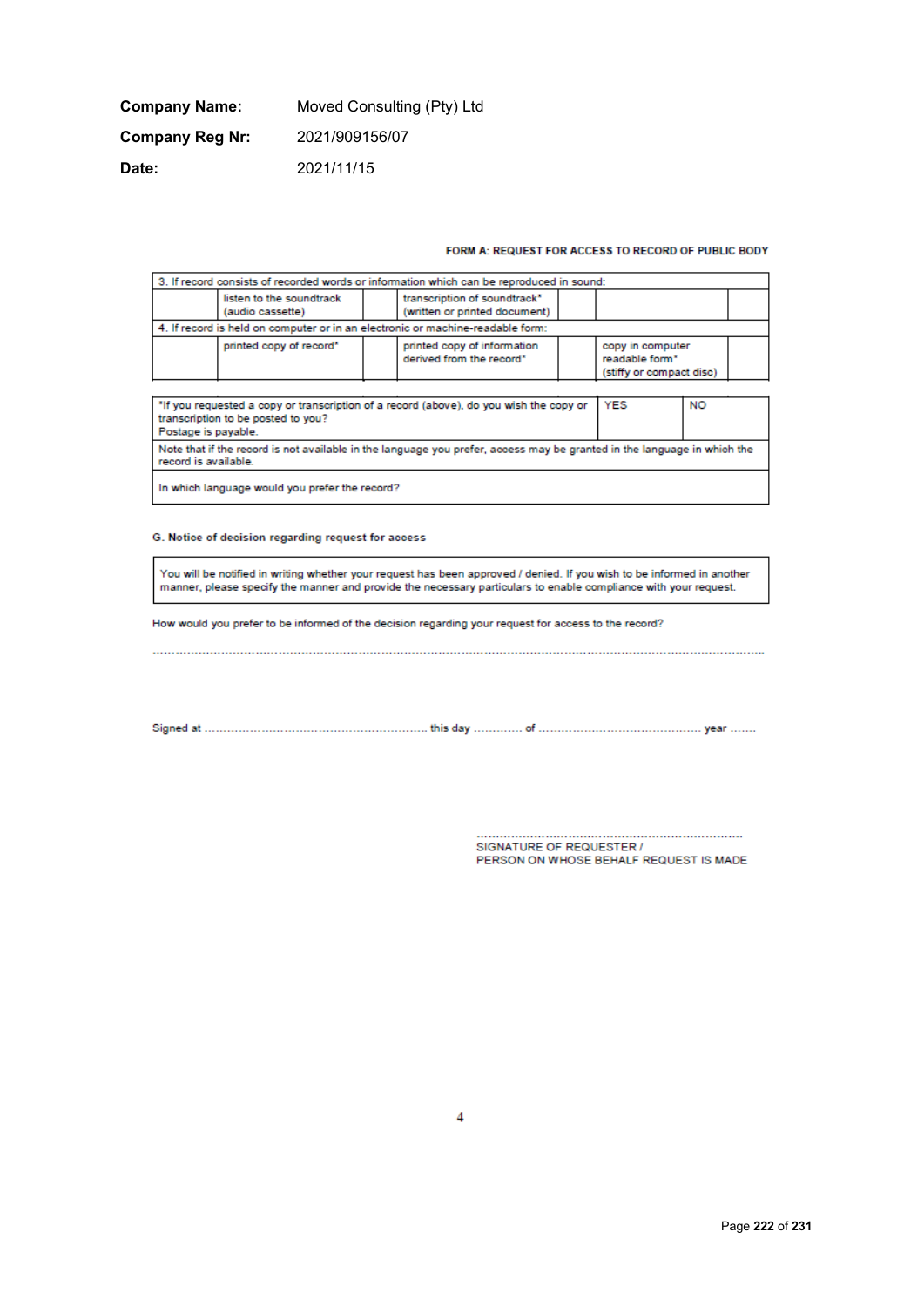**Company Name:** Moved Consulting (Pty) Ltd

**Company Reg Nr:** 2021/909156/07

**Date:** 2021/11/15

FORM A: REQUEST FOR ACCESS TO RECORD OF PUBLIC BODY

| 3. If record consists of recorded words or information which can be reproduced in sound: | | | | | | |
|---|---|---|---|---|---|---|
| | listen to the soundtrack (audio cassette) | | transcription of soundtrack* (written or printed document) | | | |
| 4. If record is held on computer or in an electronic or machine-readable form: | | | | | | |
| | printed copy of record* | | printed copy of information derived from the record* | | copy in computer readable form* (stiffy or compact disc) | |

| *If you requested a copy or transcription of a record (above), do you wish the copy or transcription to be posted to you? Postage is payable. | YES | NO |
|---|---|---|
| Note that if the record is not available in the language you prefer, access may be granted in the language in which the record is available. | | |
| In which language would you prefer the record? | | |

**G. Notice of decision regarding request for access**

You will be notified in writing whether your request has been approved / denied. If you wish to be informed in another manner, please specify the manner and provide the necessary particulars to enable compliance with your request.

How would you prefer to be informed of the decision regarding your request for access to the record?

.............................................................................................................................................................

Signed at ........................................................... this day ............ of ........................................... year .......

......................................................................

SIGNATURE OF REQUESTER /
PERSON ON WHOSE BEHALF REQUEST IS MADE

4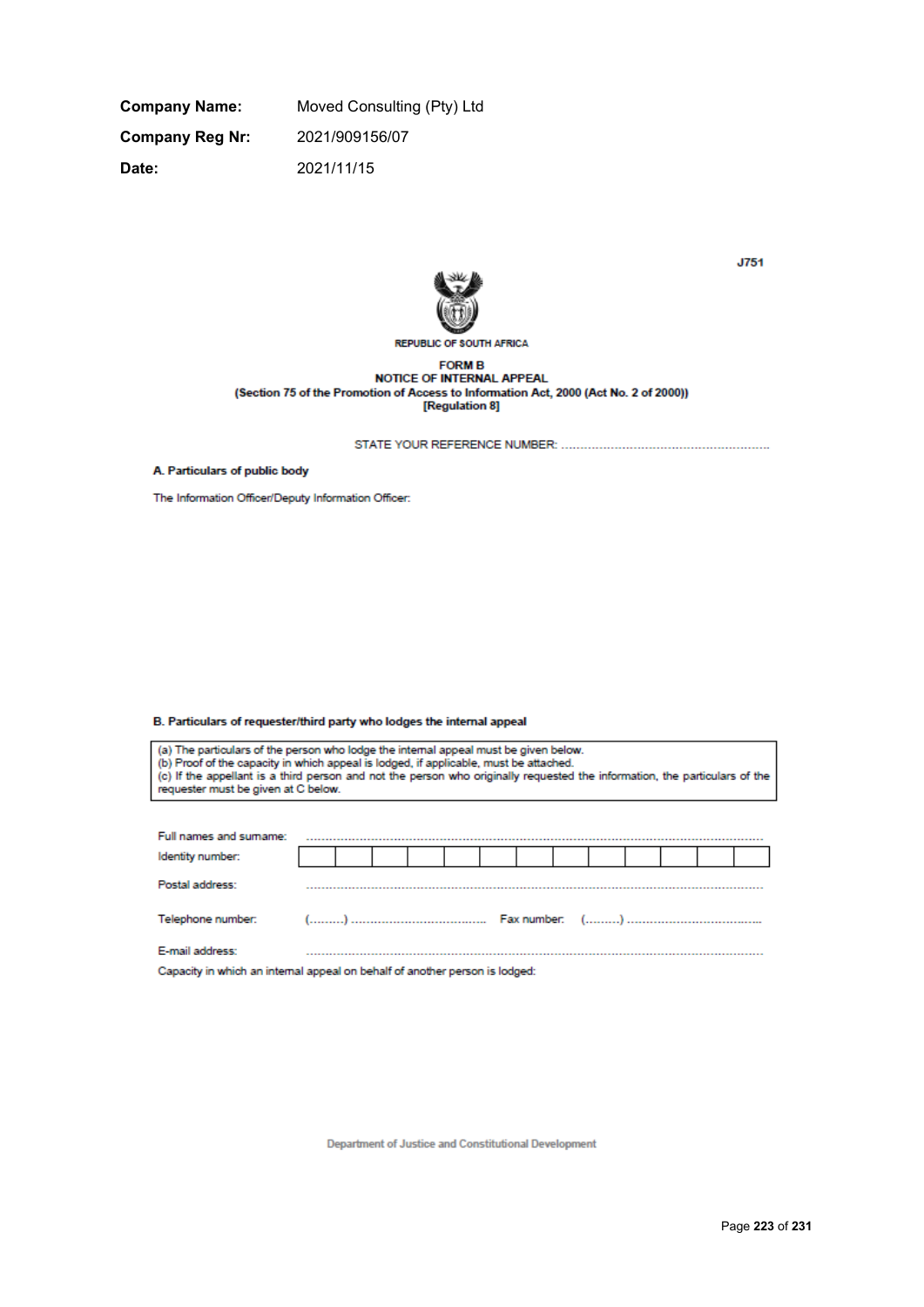**Company Name:** Moved Consulting (Pty) Ltd

**Company Reg Nr:** 2021/909156/07

**Date:** 2021/11/15

J751

REPUBLIC OF SOUTH AFRICA

**FORM B**
**NOTICE OF INTERNAL APPEAL**
**(Section 75 of the Promotion of Access to Information Act, 2000 (Act No. 2 of 2000))**
**[Regulation 8]**

STATE YOUR REFERENCE NUMBER: ........................................................

**A. Particulars of public body**

The Information Officer/Deputy Information Officer:

**B. Particulars of requester/third party who lodges the internal appeal**

(a) The particulars of the person who lodge the internal appeal must be given below.
(b) Proof of the capacity in which appeal is lodged, if applicable, must be attached.
(c) If the appellant is a third person and not the person who originally requested the information, the particulars of the requester must be given at C below.

Full names and surname: ..........................................................................................................

Identity number:

| | | | | | | | | | | | | |
|---|---|---|---|---|---|---|---|---|---|---|---|---|
| | | | | | | | | | | | | |

Postal address: ..........................................................................................................

Telephone number: (.........) .................................... Fax number: (.........) ....................................

E-mail address: ..........................................................................................................

Capacity in which an internal appeal on behalf of another person is lodged:

Department of Justice and Constitutional Development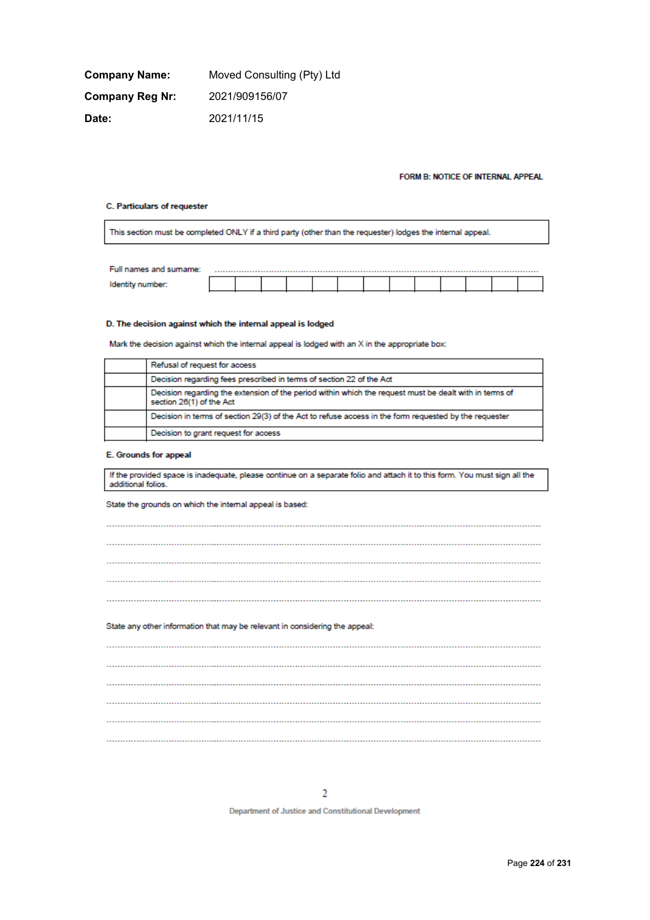**Company Name:** Moved Consulting (Pty) Ltd

**Company Reg Nr:** 2021/909156/07

**Date:** 2021/11/15

**FORM B: NOTICE OF INTERNAL APPEAL**

**C. Particulars of requester**

| |
|---|
| This section must be completed ONLY if a third party (other than the requester) lodges the internal appeal. |

Full names and surname: ..........................................................................................................

Identity number:

| | | | | | | | | | | | | |
|---|---|---|---|---|---|---|---|---|---|---|---|---|
| | | | | | | | | | | | | |

**D. The decision against which the internal appeal is lodged**

Mark the decision against which the internal appeal is lodged with an X in the appropriate box:

| | |
|---|---|
| | Refusal of request for access |
| | Decision regarding fees prescribed in terms of section 22 of the Act |
| | Decision regarding the extension of the period within which the request must be dealt with in terms of section 26(1) of the Act |
| | Decision in terms of section 29(3) of the Act to refuse access in the form requested by the requester |
| | Decision to grant request for access |

**E. Grounds for appeal**

| |
|---|
| If the provided space is inadequate, please continue on a separate folio and attach it to this form. You must sign all the additional folios. |

State the grounds on which the internal appeal is based:

..........................................................................................................................................

..........................................................................................................................................

..........................................................................................................................................

..........................................................................................................................................

..........................................................................................................................................

State any other information that may be relevant in considering the appeal:

..........................................................................................................................................

..........................................................................................................................................

..........................................................................................................................................

..........................................................................................................................................

..........................................................................................................................................

..........................................................................................................................................

Department of Justice and Constitutional Development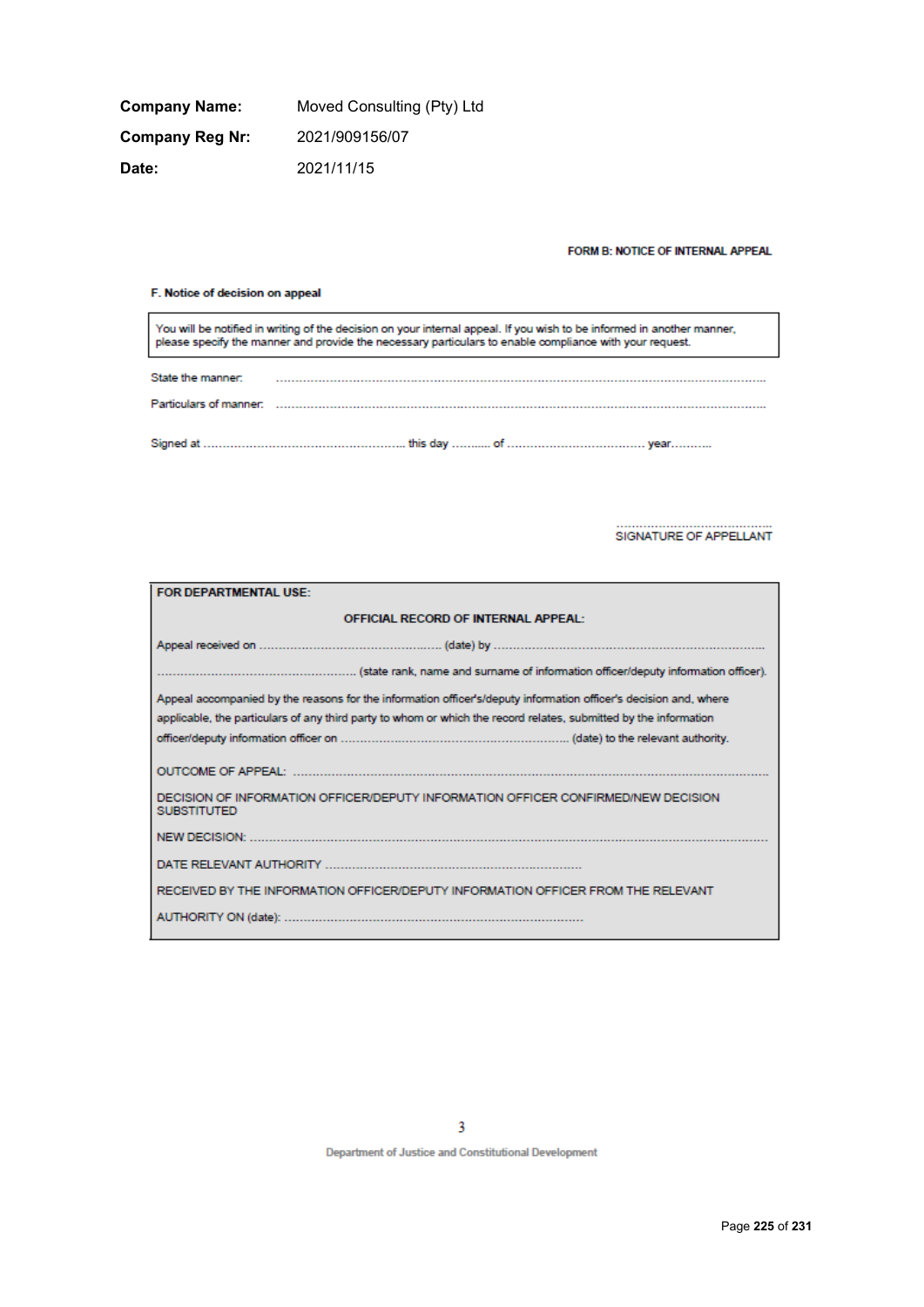**Company Name:** Moved Consulting (Pty) Ltd

**Company Reg Nr:** 2021/909156/07

**Date:** 2021/11/15

**FORM B: NOTICE OF INTERNAL APPEAL**

**F. Notice of decision on appeal**

| |
|---|
| You will be notified in writing of the decision on your internal appeal. If you wish to be informed in another manner, please specify the manner and provide the necessary particulars to enable compliance with your request. |

State the manner: ..................................................................................................................................

Particulars of manner: ..................................................................................................................................

Signed at ...................................................... this day ........... of ...................................... year...........

............................................
SIGNATURE OF APPELLANT

| |
|---|
| **FOR DEPARTMENTAL USE:** |
| **OFFICIAL RECORD OF INTERNAL APPEAL:** |
| Appeal received on ................................................ (date) by ........................................................................ |
| ..................................................... (state rank, name and surname of information officer/deputy information officer). |
| Appeal accompanied by the reasons for the information officer's/deputy information officer's decision and, where applicable, the particulars of any third party to whom or which the record relates, submitted by the information officer/deputy information officer on ............................................................ (date) to the relevant authority. |
| OUTCOME OF APPEAL: ........................................................................................................................ |
| DECISION OF INFORMATION OFFICER/DEPUTY INFORMATION OFFICER CONFIRMED/NEW DECISION SUBSTITUTED |
| NEW DECISION: .................................................................................................................................. |
| DATE RELEVANT AUTHORITY .................................................................... |
| RECEIVED BY THE INFORMATION OFFICER/DEPUTY INFORMATION OFFICER FROM THE RELEVANT AUTHORITY ON (date): ............................................................................... |

3

Department of Justice and Constitutional Development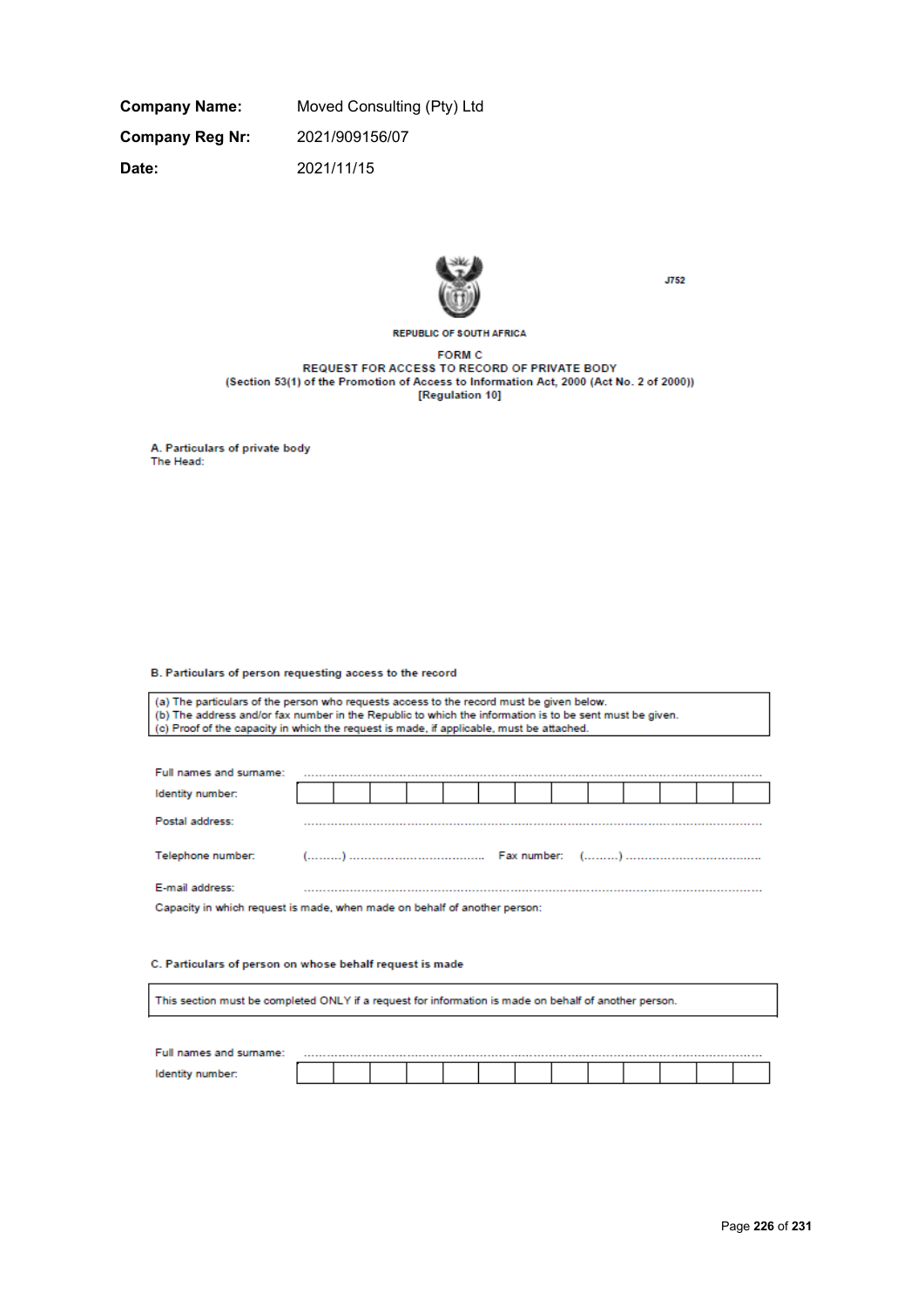**Company Name:** Moved Consulting (Pty) Ltd

**Company Reg Nr:** 2021/909156/07

**Date:** 2021/11/15

J752

REPUBLIC OF SOUTH AFRICA

# FORM C
## REQUEST FOR ACCESS TO RECORD OF PRIVATE BODY
(Section 53(1) of the Promotion of Access to Information Act, 2000 (Act No. 2 of 2000))
[Regulation 10]

### A. Particulars of private body

The Head:

### B. Particulars of person requesting access to the record

(a) The particulars of the person who requests access to the record must be given below.
(b) The address and/or fax number in the Republic to which the information is to be sent must be given.
(c) Proof of the capacity in which the request is made, if applicable, must be attached.

Full names and surname: ..........................................................................................................

Identity number:

| | | | | | | | | | | | | |
|---|---|---|---|---|---|---|---|---|---|---|---|---|
| | | | | | | | | | | | | |

Postal address: ..........................................................................................................

Telephone number: (.........) .................................... Fax number: (.........) ....................................

E-mail address: ..........................................................................................................

Capacity in which request is made, when made on behalf of another person:

### C. Particulars of person on whose behalf request is made

This section must be completed ONLY if a request for information is made on behalf of another person.

Full names and surname: ..........................................................................................................

Identity number:

| | | | | | | | | | | | | |
|---|---|---|---|---|---|---|---|---|---|---|---|---|
| | | | | | | | | | | | | |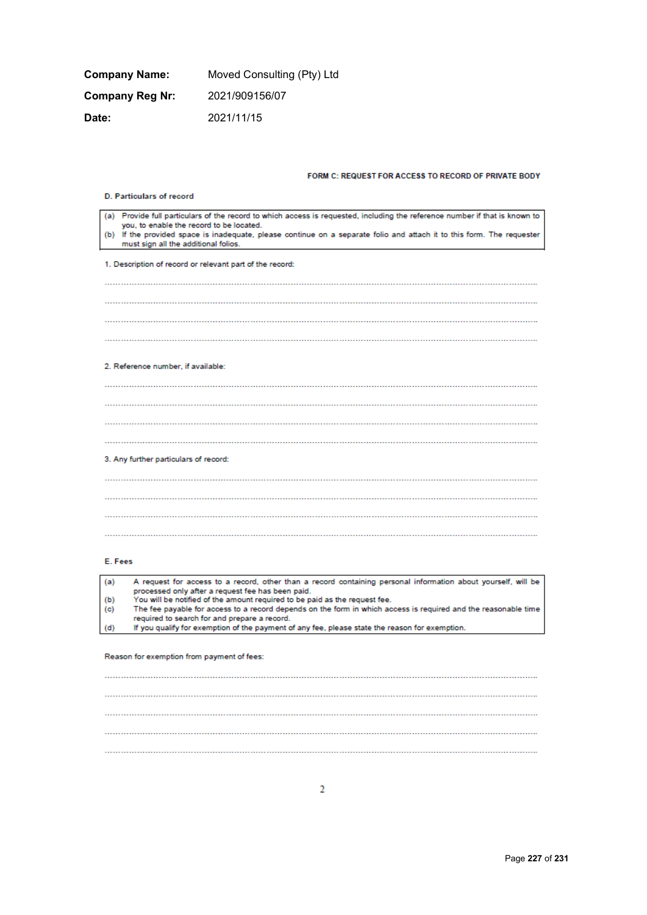| | |
|---|---|
| **Company Name:** | Moved Consulting (Pty) Ltd |
| **Company Reg Nr:** | 2021/909156/07 |
| **Date:** | 2021/11/15 |

**FORM C: REQUEST FOR ACCESS TO RECORD OF PRIVATE BODY**

**D. Particulars of record**

(a) Provide full particulars of the record to which access is requested, including the reference number if that is known to you, to enable the record to be located.
(b) If the provided space is inadequate, please continue on a separate folio and attach it to this form. The requester must sign all the additional folios.

1. Description of record or relevant part of the record:

.................................................................................................................................................

.................................................................................................................................................

.................................................................................................................................................

.................................................................................................................................................

2. Reference number, if available:

.................................................................................................................................................

.................................................................................................................................................

.................................................................................................................................................

.................................................................................................................................................

3. Any further particulars of record:

.................................................................................................................................................

.................................................................................................................................................

.................................................................................................................................................

.................................................................................................................................................

**E. Fees**

(a) A request for access to a record, other than a record containing personal information about yourself, will be processed only after a request fee has been paid.
(b) You will be notified of the amount required to be paid as the request fee.
(c) The fee payable for access to a record depends on the form in which access is required and the reasonable time required to search for and prepare a record.
(d) If you qualify for exemption of the payment of any fee, please state the reason for exemption.

Reason for exemption from payment of fees:

.................................................................................................................................................

.................................................................................................................................................

.................................................................................................................................................

.................................................................................................................................................

.................................................................................................................................................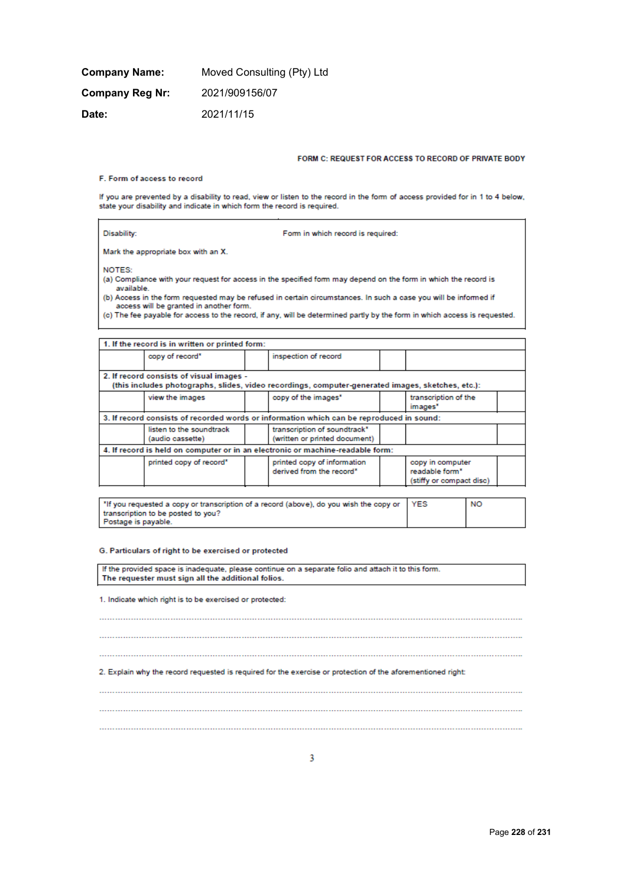**Company Name:** Moved Consulting (Pty) Ltd

**Company Reg Nr:** 2021/909156/07

**Date:** 2021/11/15

**FORM C: REQUEST FOR ACCESS TO RECORD OF PRIVATE BODY**

**F. Form of access to record**

If you are prevented by a disability to read, view or listen to the record in the form of access provided for in 1 to 4 below, state your disability and indicate in which form the record is required.

| | |
|---|---|
| Disability: | Form in which record is required: |

Mark the appropriate box with an X.

NOTES:
(a) Compliance with your request for access in the specified form may depend on the form in which the record is available.
(b) Access in the form requested may be refused in certain circumstances. In such a case you will be informed if access will be granted in another form.
(c) The fee payable for access to the record, if any, will be determined partly by the form in which access is requested.

| | | | | | | |
|---|---|---|---|---|---|---|
| **1. If the record is in written or printed form:** | | | | | | |
| | copy of record* | | inspection of record | | | |
| **2. If record consists of visual images - (this includes photographs, slides, video recordings, computer-generated images, sketches, etc.):** | | | | | | |
| | view the images | | copy of the images* | | transcription of the images* | |
| **3. If record consists of recorded words or information which can be reproduced in sound:** | | | | | | |
| | listen to the soundtrack (audio cassette) | | transcription of soundtrack* (written or printed document) | | | |
| **4. If record is held on computer or in an electronic or machine-readable form:** | | | | | | |
| | printed copy of record* | | printed copy of information derived from the record* | | copy in computer readable form* (stiffy or compact disc) | |

| | | |
|---|---|---|
| *If you requested a copy or transcription of a record (above), do you wish the copy or transcription to be posted to you? Postage is payable. | YES | NO |

**G. Particulars of right to be exercised or protected**

If the provided space is inadequate, please continue on a separate folio and attach it to this form. **The requester must sign all the additional folios.**

1. Indicate which right is to be exercised or protected:

.............................................................................................................................................

.............................................................................................................................................

.............................................................................................................................................

2. Explain why the record requested is required for the exercise or protection of the aforementioned right:

.............................................................................................................................................

.............................................................................................................................................

.............................................................................................................................................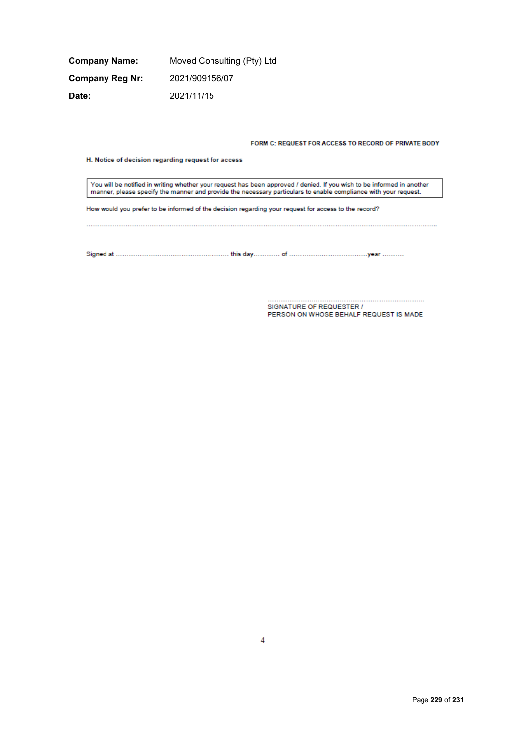| | |
|---|---|
| **Company Name:** | Moved Consulting (Pty) Ltd |
| **Company Reg Nr:** | 2021/909156/07 |
| **Date:** | 2021/11/15 |

**FORM C: REQUEST FOR ACCESS TO RECORD OF PRIVATE BODY**

**H. Notice of decision regarding request for access**

| |
|---|
| You will be notified in writing whether your request has been approved / denied. If you wish to be informed in another manner, please specify the manner and provide the necessary particulars to enable compliance with your request. |

How would you prefer to be informed of the decision regarding your request for access to the record?

…………………………………………………………………………………………………………………………………………

Signed at …………………………………………… this day………… of ………………………………year ……….

……………………………………………………………………

SIGNATURE OF REQUESTER /
PERSON ON WHOSE BEHALF REQUEST IS MADE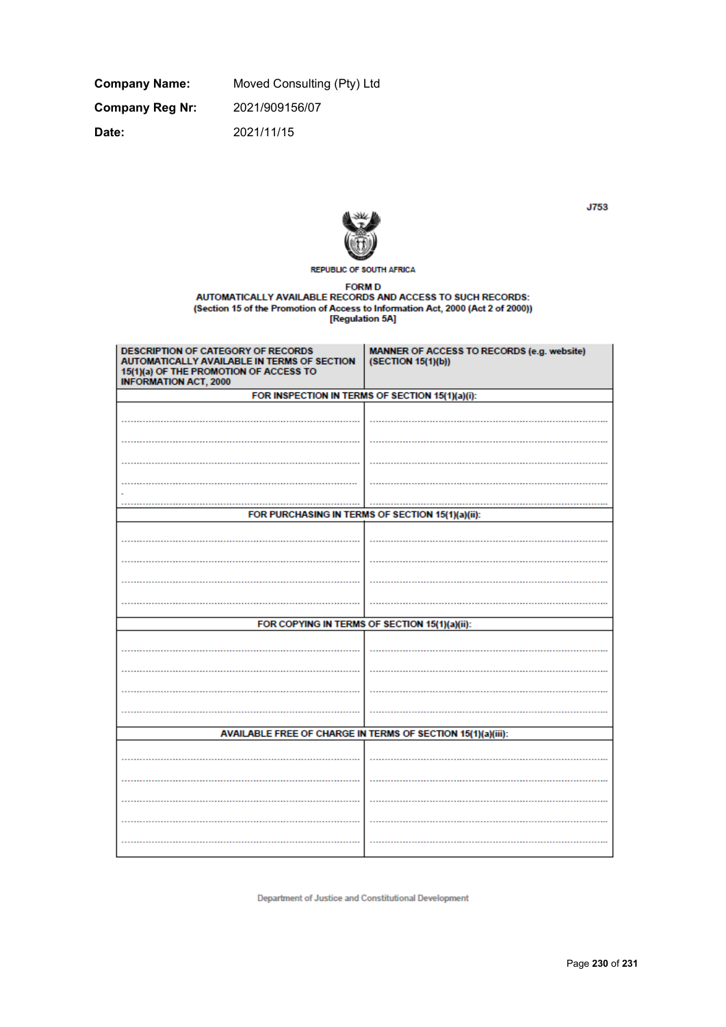**Company Name:** Moved Consulting (Pty) Ltd

**Company Reg Nr:** 2021/909156/07

**Date:** 2021/11/15

J753

REPUBLIC OF SOUTH AFRICA

FORM D
AUTOMATICALLY AVAILABLE RECORDS AND ACCESS TO SUCH RECORDS:
(Section 15 of the Promotion of Access to Information Act, 2000 (Act 2 of 2000))
[Regulation 5A]

| DESCRIPTION OF CATEGORY OF RECORDS AUTOMATICALLY AVAILABLE IN TERMS OF SECTION 15(1)(a) OF THE PROMOTION OF ACCESS TO INFORMATION ACT, 2000 | MANNER OF ACCESS TO RECORDS (e.g. website) (SECTION 15(1)(b)) |
|---|---|
| **FOR INSPECTION IN TERMS OF SECTION 15(1)(a)(i):** | |
| ............................................................ | ............................................................ |
| ............................................................ | ............................................................ |
| ............................................................ | ............................................................ |
| ............................................................ | ............................................................ |
| **FOR PURCHASING IN TERMS OF SECTION 15(1)(a)(ii):** | |
| ............................................................ | ............................................................ |
| ............................................................ | ............................................................ |
| ............................................................ | ............................................................ |
| ............................................................ | ............................................................ |
| **FOR COPYING IN TERMS OF SECTION 15(1)(a)(ii):** | |
| ............................................................ | ............................................................ |
| ............................................................ | ............................................................ |
| ............................................................ | ............................................................ |
| ............................................................ | ............................................................ |
| **AVAILABLE FREE OF CHARGE IN TERMS OF SECTION 15(1)(a)(iii):** | |
| ............................................................ | ............................................................ |
| ............................................................ | ............................................................ |
| ............................................................ | ............................................................ |
| ............................................................ | ............................................................ |
| ............................................................ | ............................................................ |

Department of Justice and Constitutional Development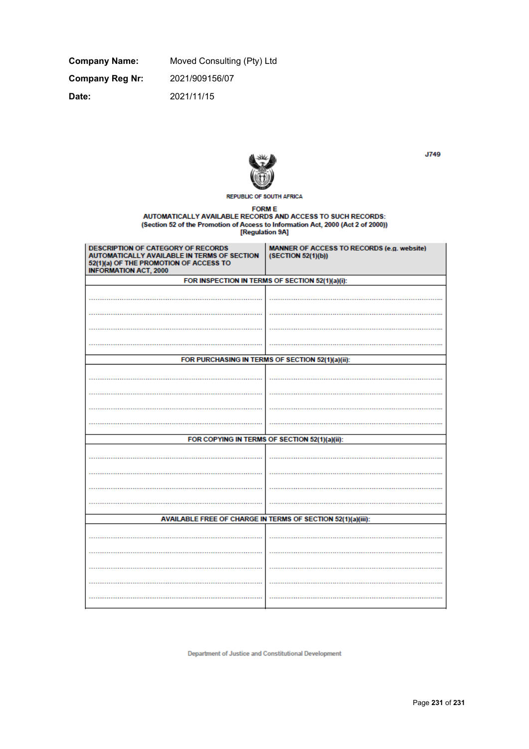**Company Name:** Moved Consulting (Pty) Ltd

**Company Reg Nr:** 2021/909156/07

**Date:** 2021/11/15

J749

REPUBLIC OF SOUTH AFRICA

**FORM E**
**AUTOMATICALLY AVAILABLE RECORDS AND ACCESS TO SUCH RECORDS:**
**(Section 52 of the Promotion of Access to Information Act, 2000 (Act 2 of 2000))**
**[Regulation 9A]**

| DESCRIPTION OF CATEGORY OF RECORDS AUTOMATICALLY AVAILABLE IN TERMS OF SECTION 52(1)(a) OF THE PROMOTION OF ACCESS TO INFORMATION ACT, 2000 | MANNER OF ACCESS TO RECORDS (e.g. website) (SECTION 52(1)(b)) |
|---|---|
| **FOR INSPECTION IN TERMS OF SECTION 52(1)(a)(i):** | |
| ........................................ | ........................................ |
| ........................................ | ........................................ |
| ........................................ | ........................................ |
| ........................................ | ........................................ |
| **FOR PURCHASING IN TERMS OF SECTION 52(1)(a)(ii):** | |
| ........................................ | ........................................ |
| ........................................ | ........................................ |
| ........................................ | ........................................ |
| ........................................ | ........................................ |
| **FOR COPYING IN TERMS OF SECTION 52(1)(a)(ii):** | |
| ........................................ | ........................................ |
| ........................................ | ........................................ |
| ........................................ | ........................................ |
| ........................................ | ........................................ |
| **AVAILABLE FREE OF CHARGE IN TERMS OF SECTION 52(1)(a)(iii):** | |
| ........................................ | ........................................ |
| ........................................ | ........................................ |
| ........................................ | ........................................ |
| ........................................ | ........................................ |
| ........................................ | ........................................ |

Department of Justice and Constitutional Development